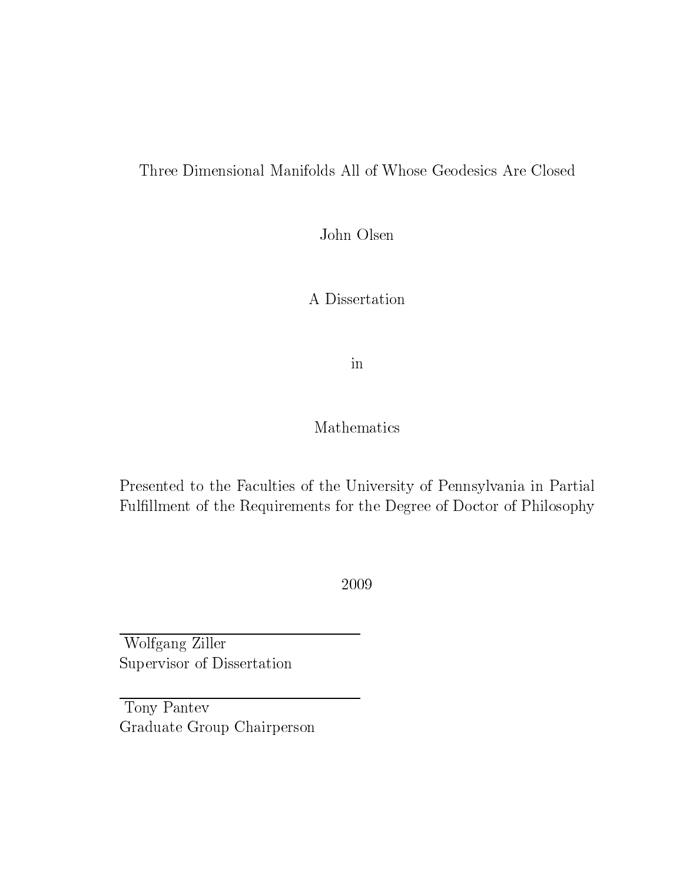# Three Dimensional Manifolds All of Whose Geodesics Are Closed

John Olsen

A Dissertation

in

Mathematics

Presented to the Faculties of the University of Pennsylvania in Partial Fulfillment of the Requirements for the Degree of Doctor of Philosophy

2009

Wolfgang Ziller
Supervisor of Dissertation

Tony Pantev
Graduate Group Chairperson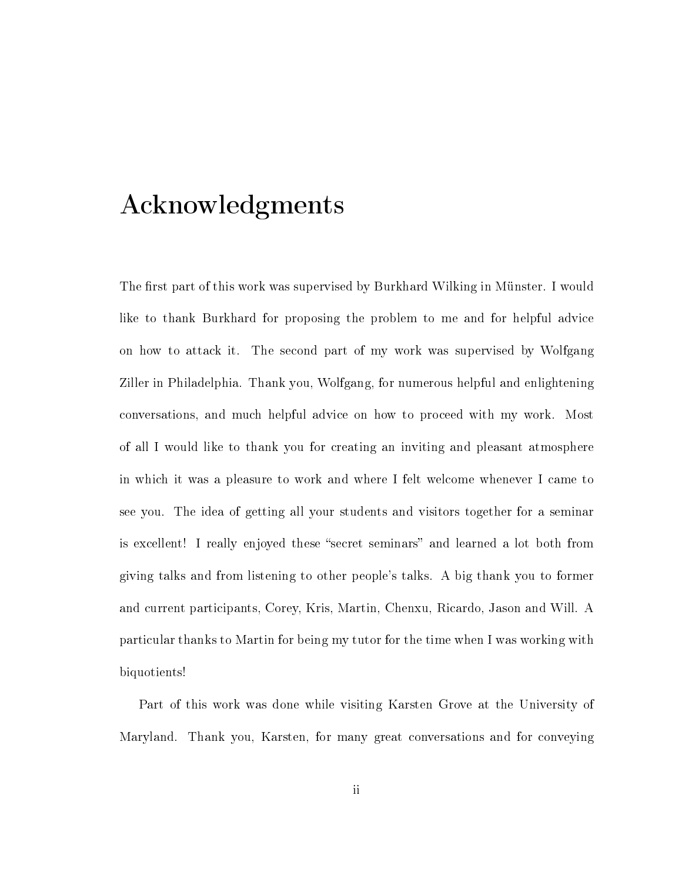# Acknowledgments

The first part of this work was supervised by Burkhard Wilking in Münster. I would like to thank Burkhard for proposing the problem to me and for helpful advice on how to attack it. The second part of my work was supervised by Wolfgang Ziller in Philadelphia. Thank you, Wolfgang, for numerous helpful and enlightening conversations, and much helpful advice on how to proceed with my work. Most of all I would like to thank you for creating an inviting and pleasant atmosphere in which it was a pleasure to work and where I felt welcome whenever I came to see you. The idea of getting all your students and visitors together for a seminar is excellent! I really enjoyed these "secret seminars" and learned a lot both from giving talks and from listening to other people's talks. A big thank you to former and current participants, Corey, Kris, Martin, Chenxu, Ricardo, Jason and Will. A particular thanks to Martin for being my tutor for the time when I was working with biquotients!

Part of this work was done while visiting Karsten Grove at the University of Maryland. Thank you, Karsten, for many great conversations and for conveying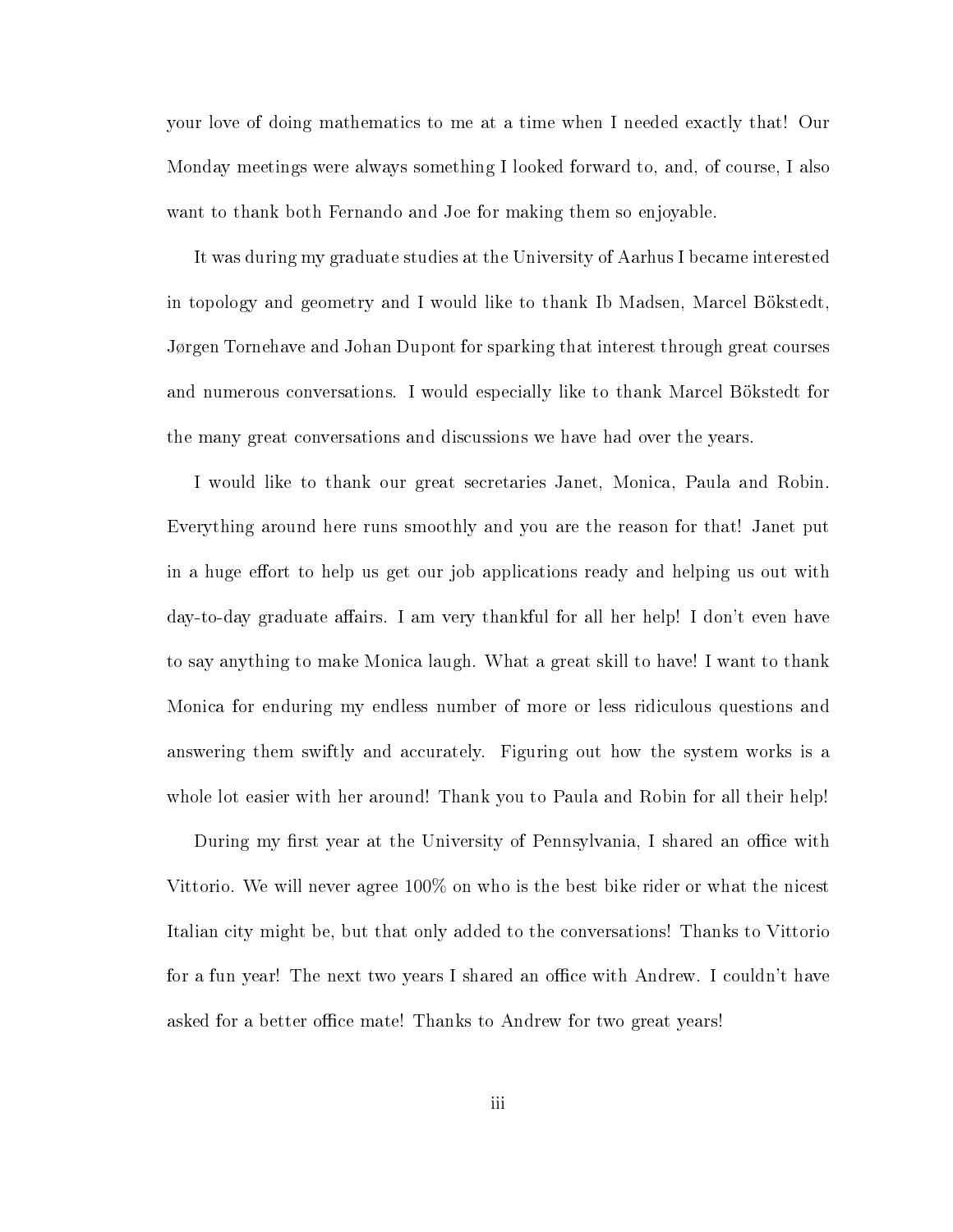your love of doing mathematics to me at a time when I needed exactly that! Our Monday meetings were always something I looked forward to, and, of course, I also want to thank both Fernando and Joe for making them so enjoyable.

It was during my graduate studies at the University of Aarhus I became interested in topology and geometry and I would like to thank Ib Madsen, Marcel Bökstedt, Jørgen Tornehave and Johan Dupont for sparking that interest through great courses and numerous conversations. I would especially like to thank Marcel Bökstedt for the many great conversations and discussions we have had over the years.

I would like to thank our great secretaries Janet, Monica, Paula and Robin. Everything around here runs smoothly and you are the reason for that! Janet put in a huge effort to help us get our job applications ready and helping us out with day-to-day graduate affairs. I am very thankful for all her help! I don't even have to say anything to make Monica laugh. What a great skill to have! I want to thank Monica for enduring my endless number of more or less ridiculous questions and answering them swiftly and accurately. Figuring out how the system works is a whole lot easier with her around! Thank you to Paula and Robin for all their help!

During my first year at the University of Pennsylvania, I shared an office with Vittorio. We will never agree 100% on who is the best bike rider or what the nicest Italian city might be, but that only added to the conversations! Thanks to Vittorio for a fun year! The next two years I shared an office with Andrew. I couldn't have asked for a better office mate! Thanks to Andrew for two great years!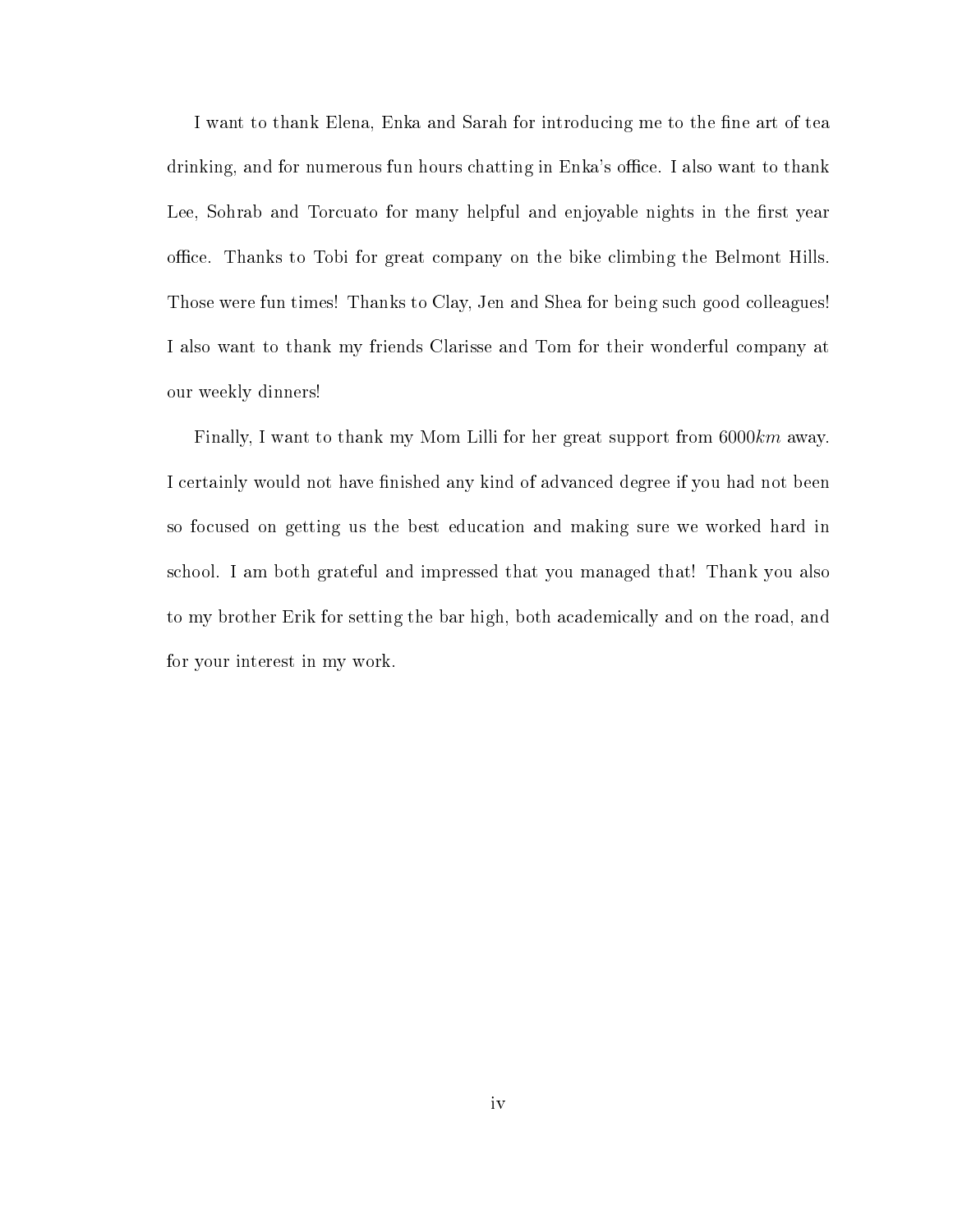I want to thank Elena, Enka and Sarah for introducing me to the fine art of tea drinking, and for numerous fun hours chatting in Enka's office. I also want to thank Lee, Sohrab and Torcuato for many helpful and enjoyable nights in the first year office. Thanks to Tobi for great company on the bike climbing the Belmont Hills. Those were fun times! Thanks to Clay, Jen and Shea for being such good colleagues! I also want to thank my friends Clarisse and Tom for their wonderful company at our weekly dinners!

Finally, I want to thank my Mom Lilli for her great support from $6000km$ away. I certainly would not have finished any kind of advanced degree if you had not been so focused on getting us the best education and making sure we worked hard in school. I am both grateful and impressed that you managed that! Thank you also to my brother Erik for setting the bar high, both academically and on the road, and for your interest in my work.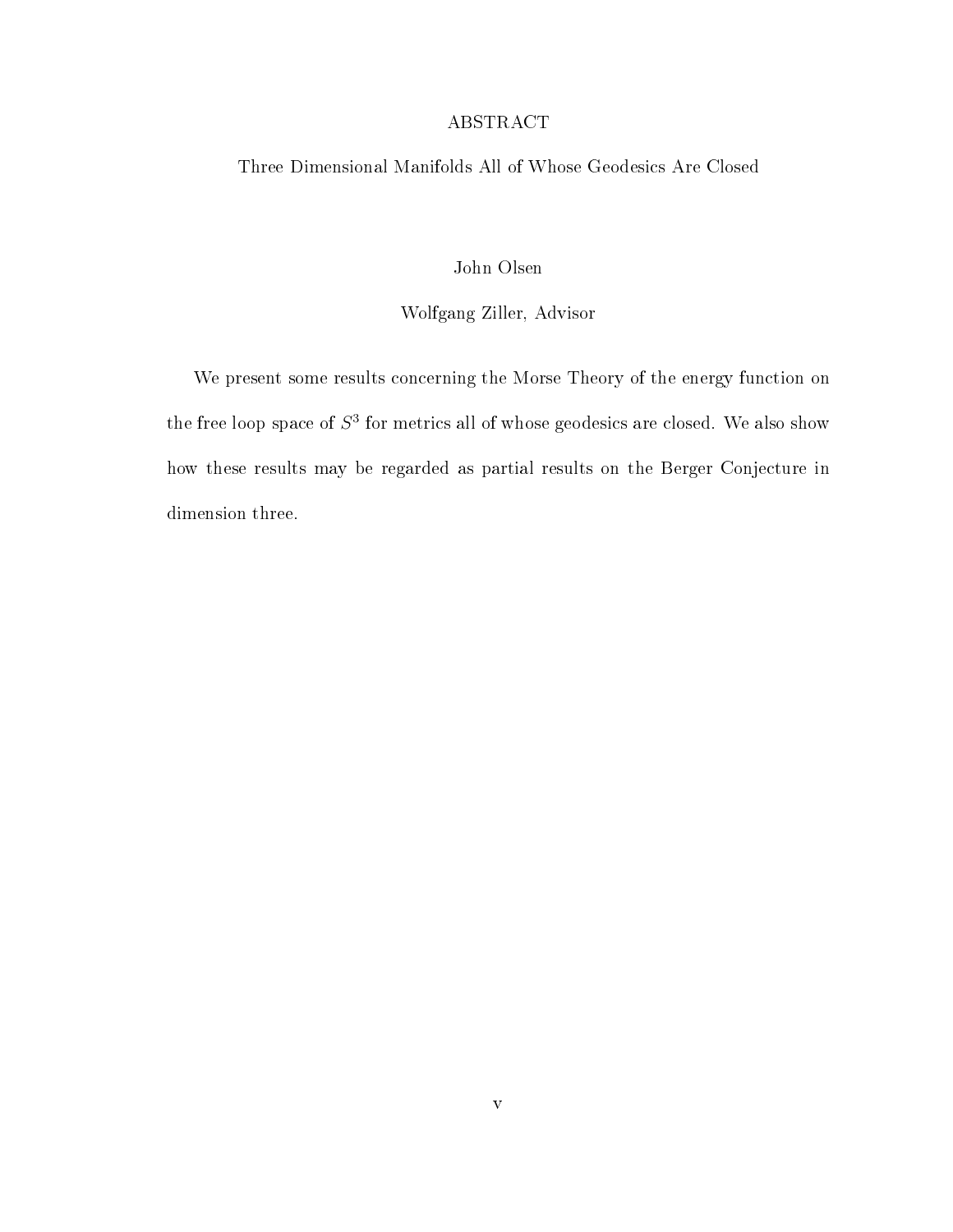# ABSTRACT

## Three Dimensional Manifolds All of Whose Geodesics Are Closed

John Olsen

Wolfgang Ziller, Advisor

We present some results concerning the Morse Theory of the energy function on the free loop space of $S^3$ for metrics all of whose geodesics are closed. We also show how these results may be regarded as partial results on the Berger Conjecture in dimension three.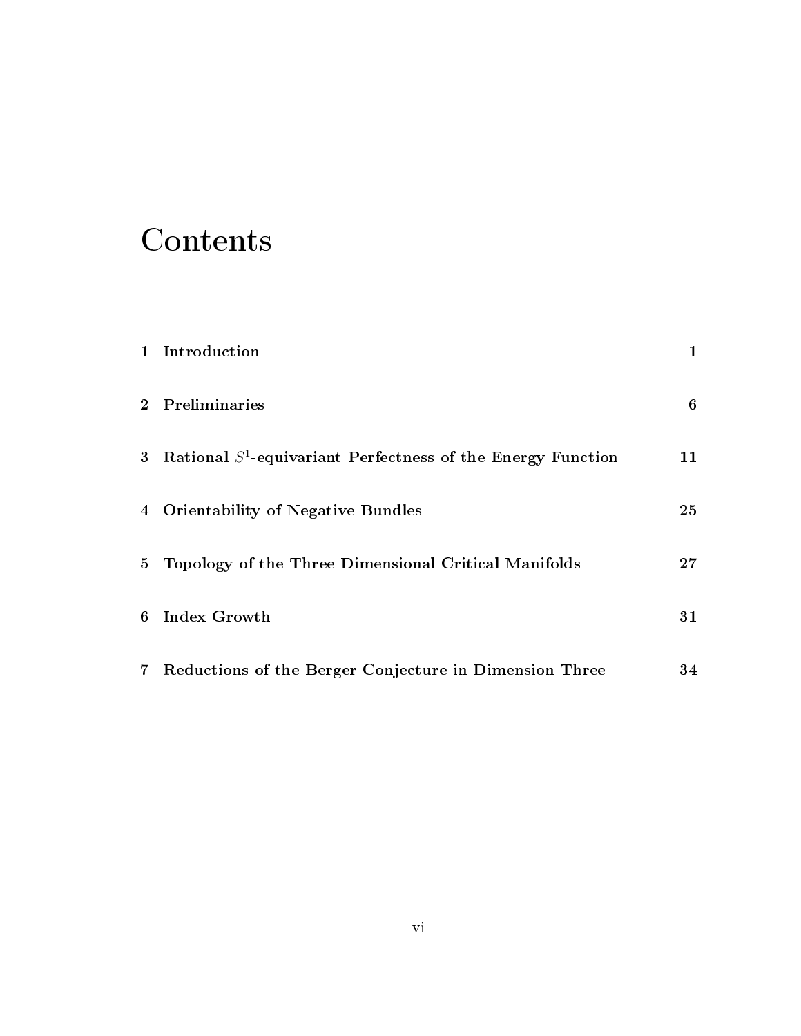# Contents

| | | |
|---|---|---|
| **1** | **Introduction** | **1** |
| **2** | **Preliminaries** | **6** |
| **3** | **Rational $S^1$-equivariant Perfectness of the Energy Function** | **11** |
| **4** | **Orientability of Negative Bundles** | **25** |
| **5** | **Topology of the Three Dimensional Critical Manifolds** | **27** |
| **6** | **Index Growth** | **31** |
| **7** | **Reductions of the Berger Conjecture in Dimension Three** | **34** |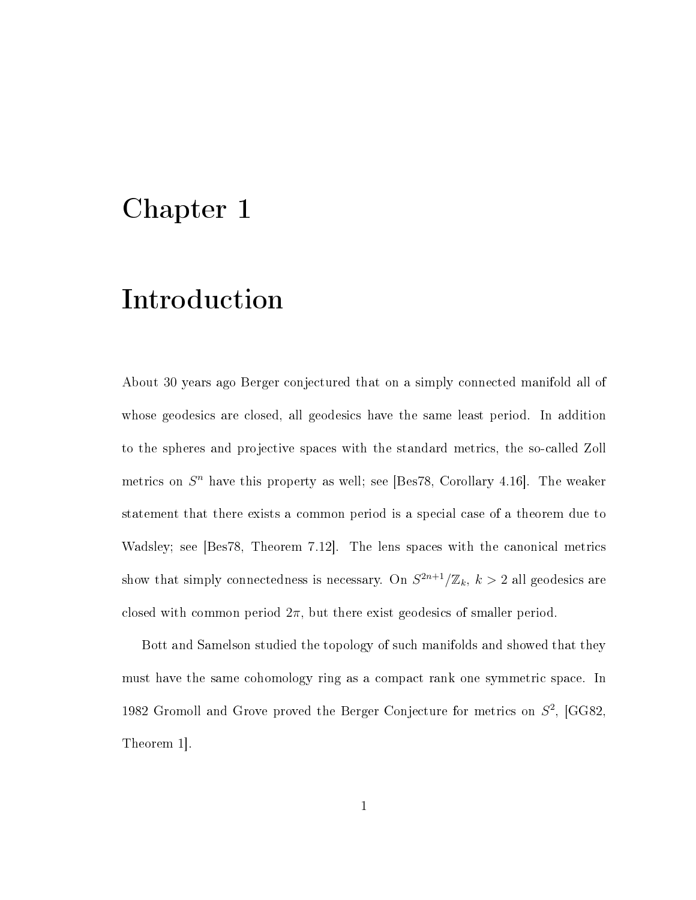# Chapter 1

# Introduction

About 30 years ago Berger conjectured that on a simply connected manifold all of whose geodesics are closed, all geodesics have the same least period. In addition to the spheres and projective spaces with the standard metrics, the so-called Zoll metrics on $S^n$ have this property as well; see [Bes78, Corollary 4.16]. The weaker statement that there exists a common period is a special case of a theorem due to Wadsley; see [Bes78, Theorem 7.12]. The lens spaces with the canonical metrics show that simply connectedness is necessary. On $S^{2n+1}/\mathbb{Z}_k$, $k > 2$ all geodesics are closed with common period $2\pi$, but there exist geodesics of smaller period.

Bott and Samelson studied the topology of such manifolds and showed that they must have the same cohomology ring as a compact rank one symmetric space. In 1982 Gromoll and Grove proved the Berger Conjecture for metrics on $S^2$, [GG82, Theorem 1].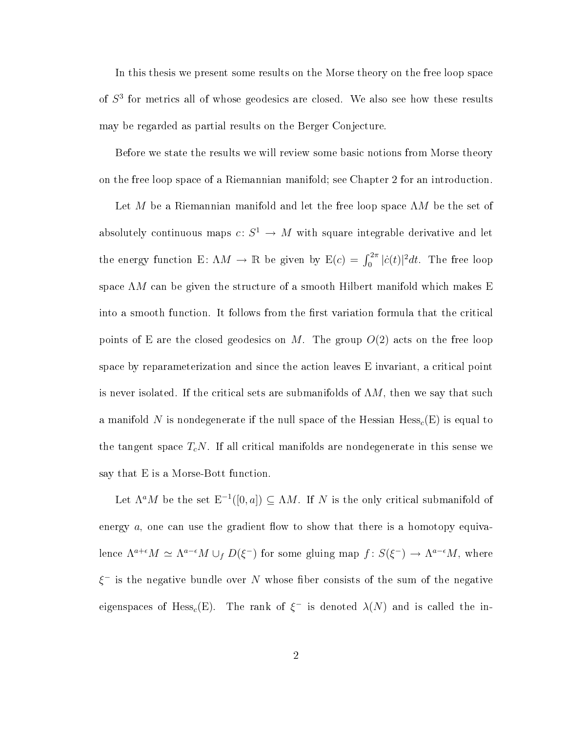In this thesis we present some results on the Morse theory on the free loop space of $S^3$ for metrics all of whose geodesics are closed. We also see how these results may be regarded as partial results on the Berger Conjecture.

Before we state the results we will review some basic notions from Morse theory on the free loop space of a Riemannian manifold; see Chapter 2 for an introduction.

Let $M$ be a Riemannian manifold and let the free loop space $\Lambda M$ be the set of absolutely continuous maps $c\colon S^1 \to M$ with square integrable derivative and let the energy function $\mathrm{E}\colon \Lambda M \to \mathbb{R}$ be given by $\mathrm{E}(c) = \int_0^{2\pi} |\dot{c}(t)|^2 dt$. The free loop space $\Lambda M$ can be given the structure of a smooth Hilbert manifold which makes E into a smooth function. It follows from the first variation formula that the critical points of E are the closed geodesics on $M$. The group $O(2)$ acts on the free loop space by reparameterization and since the action leaves E invariant, a critical point is never isolated. If the critical sets are submanifolds of $\Lambda M$, then we say that such a manifold $N$ is nondegenerate if the null space of the Hessian $\mathrm{Hess}_c(\mathrm{E})$ is equal to the tangent space $T_c N$. If all critical manifolds are nondegenerate in this sense we say that E is a Morse-Bott function.

Let $\Lambda^a M$ be the set $\mathrm{E}^{-1}([0,a]) \subseteq \Lambda M$. If $N$ is the only critical submanifold of energy $a$, one can use the gradient flow to show that there is a homotopy equivalence $\Lambda^{a+\epsilon} M \simeq \Lambda^{a-\epsilon} M \cup_f D(\xi^-)$ for some gluing map $f\colon S(\xi^-) \to \Lambda^{a-\epsilon} M$, where $\xi^-$ is the negative bundle over $N$ whose fiber consists of the sum of the negative eigenspaces of $\mathrm{Hess}_c(\mathrm{E})$. The rank of $\xi^-$ is denoted $\lambda(N)$ and is called the in-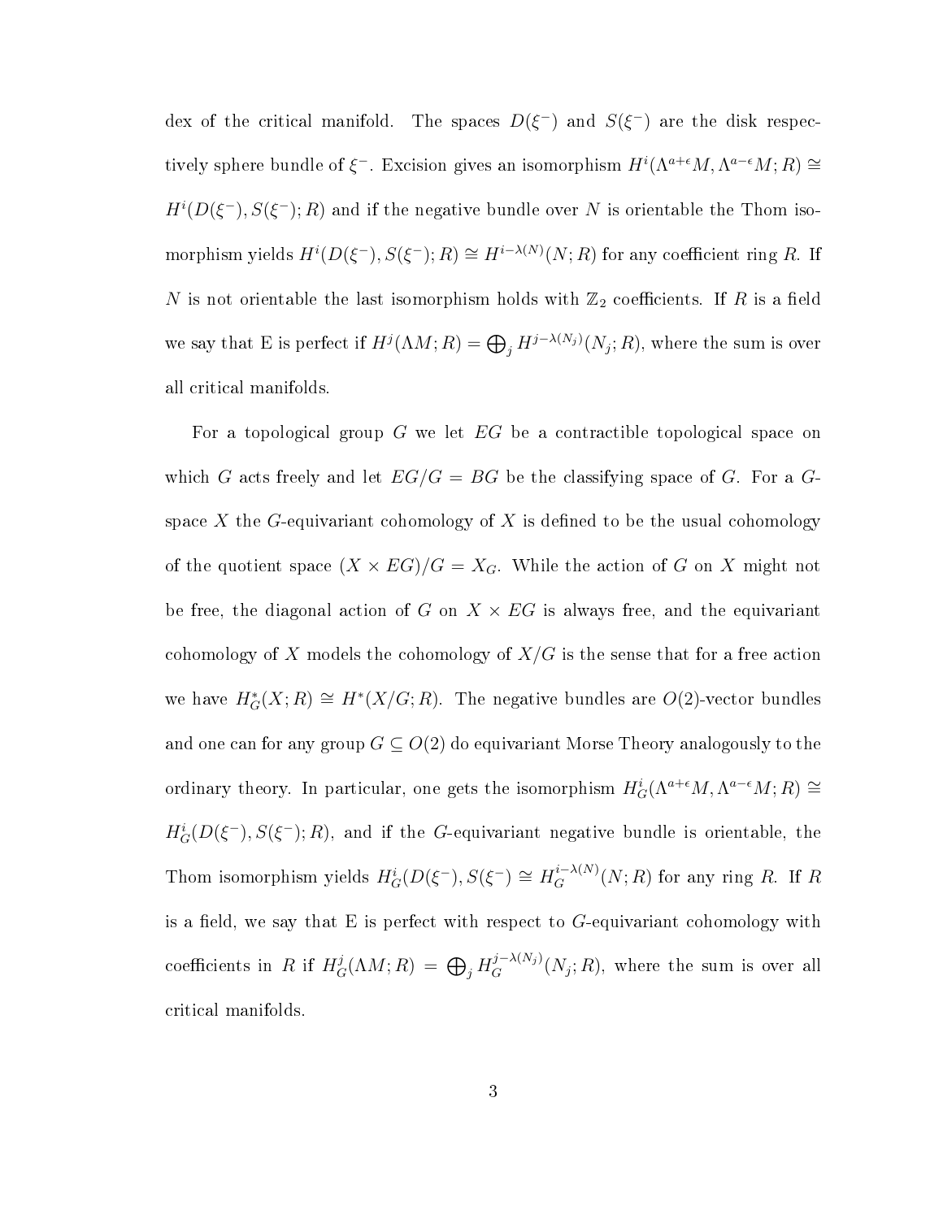dex of the critical manifold. The spaces $D(\xi^-)$ and $S(\xi^-)$ are the disk respectively sphere bundle of $\xi^-$. Excision gives an isomorphism $H^i(\Lambda^{a+\epsilon}M, \Lambda^{a-\epsilon}M; R) \cong H^i(D(\xi^-), S(\xi^-); R)$ and if the negative bundle over $N$ is orientable the Thom isomorphism yields $H^i(D(\xi^-), S(\xi^-); R) \cong H^{i-\lambda(N)}(N; R)$ for any coefficient ring $R$. If $N$ is not orientable the last isomorphism holds with $\mathbb{Z}_2$ coefficients. If $R$ is a field we say that E is perfect if $H^j(\Lambda M; R) = \bigoplus_j H^{j-\lambda(N_j)}(N_j; R)$, where the sum is over all critical manifolds.

For a topological group $G$ we let $EG$ be a contractible topological space on which $G$ acts freely and let $EG/G = BG$ be the classifying space of $G$. For a $G$-space $X$ the $G$-equivariant cohomology of $X$ is defined to be the usual cohomology of the quotient space $(X \times EG)/G = X_G$. While the action of $G$ on $X$ might not be free, the diagonal action of $G$ on $X \times EG$ is always free, and the equivariant cohomology of $X$ models the cohomology of $X/G$ is the sense that for a free action we have $H^*_G(X; R) \cong H^*(X/G; R)$. The negative bundles are $O(2)$-vector bundles and one can for any group $G \subseteq O(2)$ do equivariant Morse Theory analogously to the ordinary theory. In particular, one gets the isomorphism $H^i_G(\Lambda^{a+\epsilon}M, \Lambda^{a-\epsilon}M; R) \cong H^i_G(D(\xi^-), S(\xi^-); R)$, and if the $G$-equivariant negative bundle is orientable, the Thom isomorphism yields $H^i_G(D(\xi^-), S(\xi^-) \cong H^{i-\lambda(N)}_G(N; R)$ for any ring $R$. If $R$ is a field, we say that E is perfect with respect to $G$-equivariant cohomology with coefficients in $R$ if $H^j_G(\Lambda M; R) = \bigoplus_j H^{j-\lambda(N_j)}_G(N_j; R)$, where the sum is over all critical manifolds.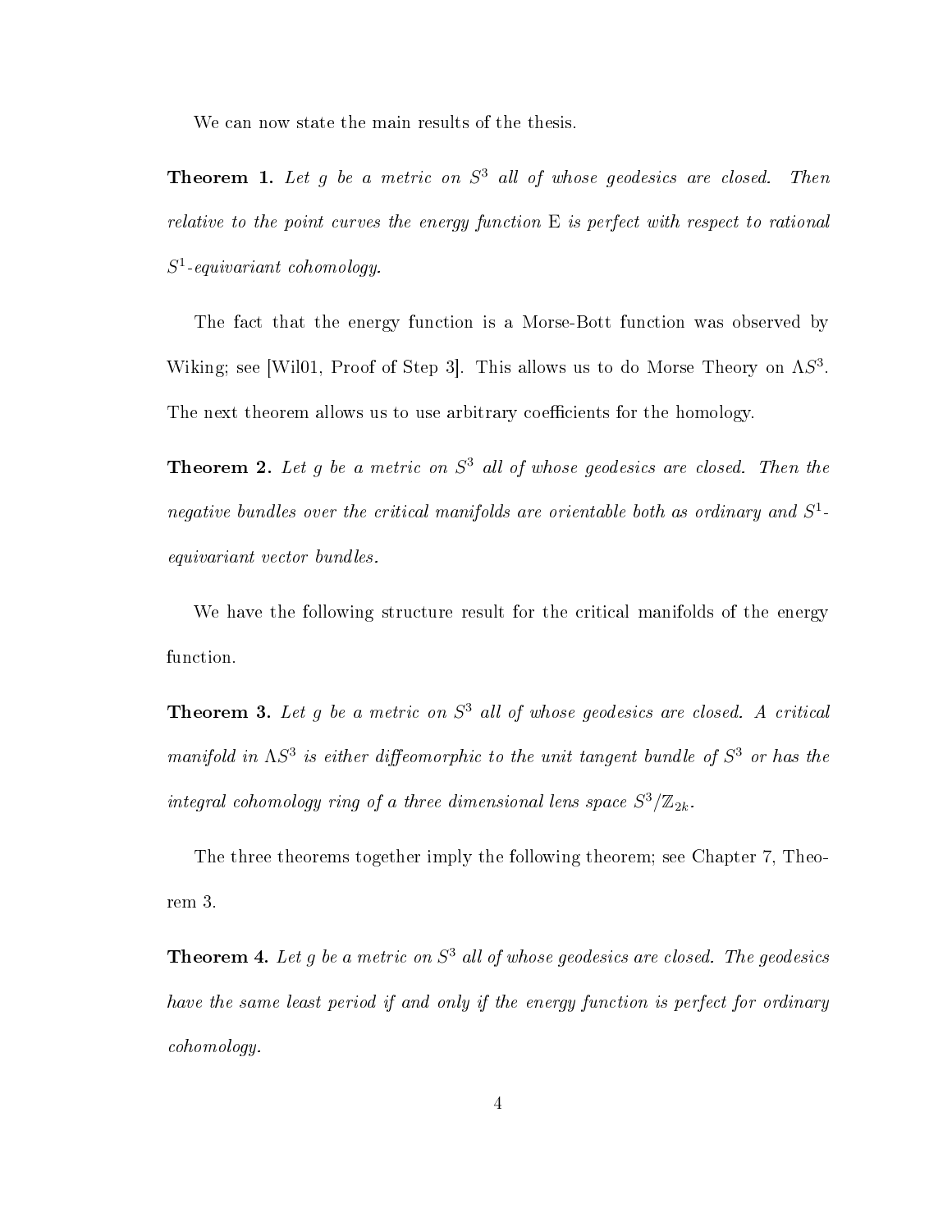We can now state the main results of the thesis.

**Theorem 1.** *Let $g$ be a metric on $S^3$ all of whose geodesics are closed. Then relative to the point curves the energy function* E *is perfect with respect to rational $S^1$-equivariant cohomology.*

The fact that the energy function is a Morse-Bott function was observed by Wiking; see [Wil01, Proof of Step 3]. This allows us to do Morse Theory on $\Lambda S^3$. The next theorem allows us to use arbitrary coefficients for the homology.

**Theorem 2.** *Let $g$ be a metric on $S^3$ all of whose geodesics are closed. Then the negative bundles over the critical manifolds are orientable both as ordinary and $S^1$-equivariant vector bundles.*

We have the following structure result for the critical manifolds of the energy function.

**Theorem 3.** *Let $g$ be a metric on $S^3$ all of whose geodesics are closed. A critical manifold in $\Lambda S^3$ is either diffeomorphic to the unit tangent bundle of $S^3$ or has the integral cohomology ring of a three dimensional lens space $S^3/\mathbb{Z}_{2k}$.*

The three theorems together imply the following theorem; see Chapter 7, Theorem 3.

**Theorem 4.** *Let $g$ be a metric on $S^3$ all of whose geodesics are closed. The geodesics have the same least period if and only if the energy function is perfect for ordinary cohomology.*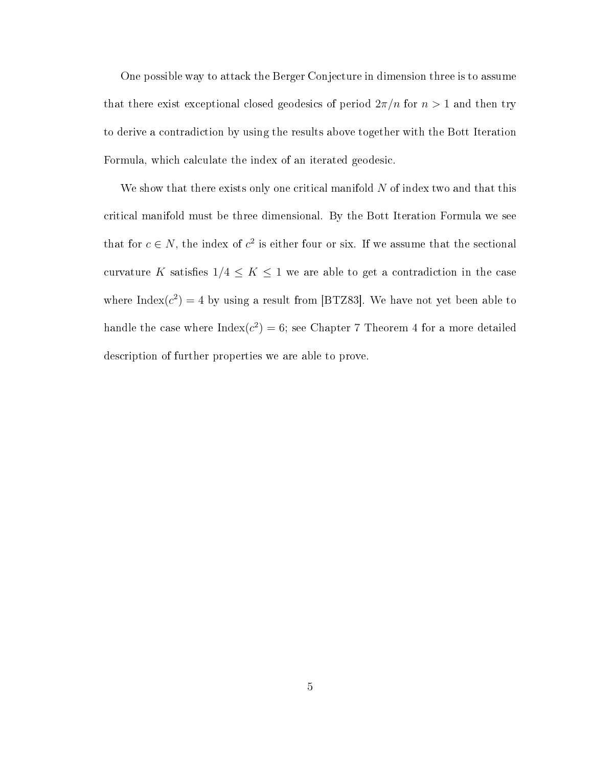One possible way to attack the Berger Conjecture in dimension three is to assume that there exist exceptional closed geodesics of period $2\pi/n$ for $n > 1$ and then try to derive a contradiction by using the results above together with the Bott Iteration Formula, which calculate the index of an iterated geodesic.

We show that there exists only one critical manifold $N$ of index two and that this critical manifold must be three dimensional. By the Bott Iteration Formula we see that for $c \in N$, the index of $c^2$ is either four or six. If we assume that the sectional curvature $K$ satisfies $1/4 \leq K \leq 1$ we are able to get a contradiction in the case where $\text{Index}(c^2) = 4$ by using a result from [BTZ83]. We have not yet been able to handle the case where $\text{Index}(c^2) = 6$; see Chapter 7 Theorem 4 for a more detailed description of further properties we are able to prove.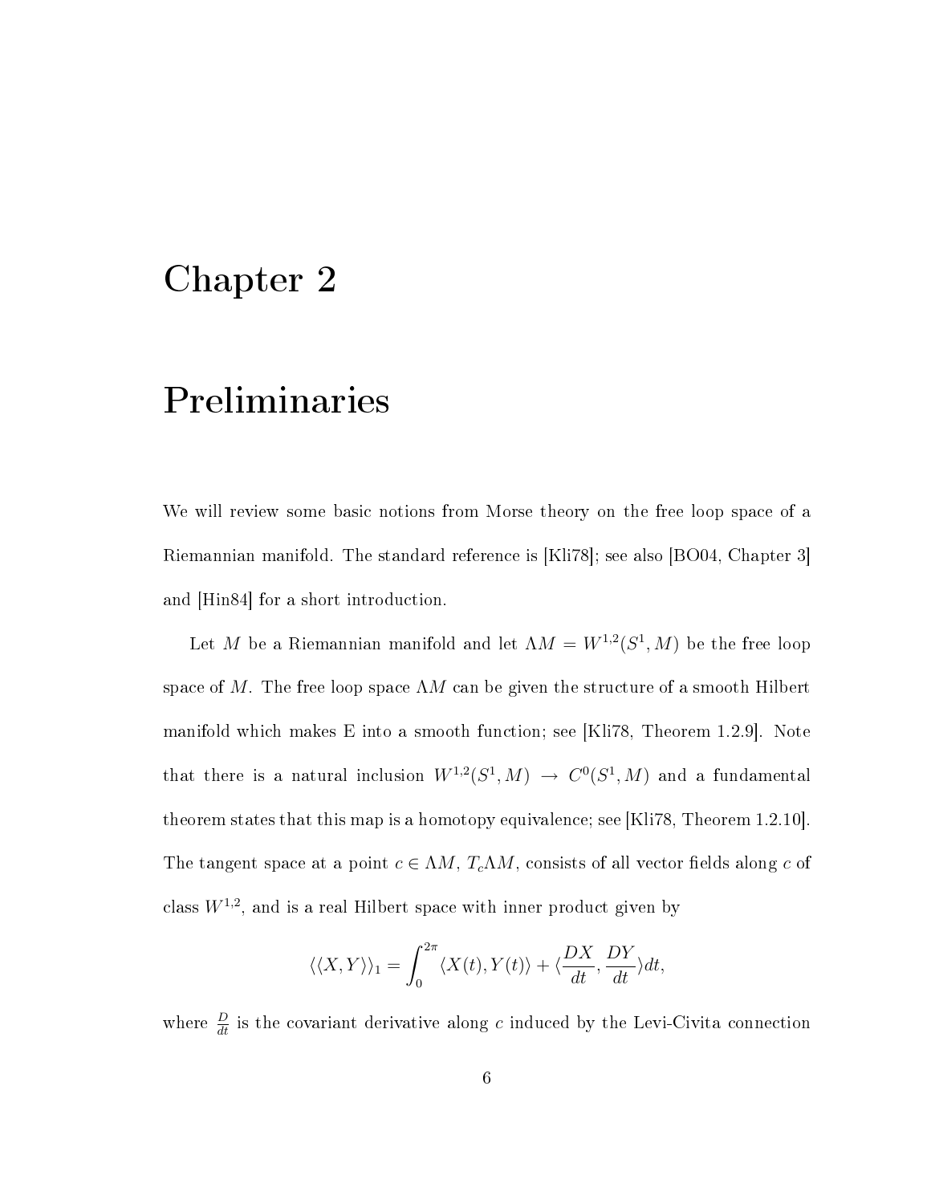# Chapter 2

# Preliminaries

We will review some basic notions from Morse theory on the free loop space of a Riemannian manifold. The standard reference is [Kli78]; see also [BO04, Chapter 3] and [Hin84] for a short introduction.

Let $M$ be a Riemannian manifold and let $\Lambda M = W^{1,2}(S^1, M)$ be the free loop space of $M$. The free loop space $\Lambda M$ can be given the structure of a smooth Hilbert manifold which makes E into a smooth function; see [Kli78, Theorem 1.2.9]. Note that there is a natural inclusion $W^{1,2}(S^1, M) \to C^0(S^1, M)$ and a fundamental theorem states that this map is a homotopy equivalence; see [Kli78, Theorem 1.2.10]. The tangent space at a point $c \in \Lambda M$, $T_c\Lambda M$, consists of all vector fields along $c$ of class $W^{1,2}$, and is a real Hilbert space with inner product given by

$$\langle\langle X, Y\rangle\rangle_1 = \int_0^{2\pi} \langle X(t), Y(t)\rangle + \langle \frac{DX}{dt}, \frac{DY}{dt}\rangle dt,$$

where $\frac{D}{dt}$ is the covariant derivative along $c$ induced by the Levi-Civita connection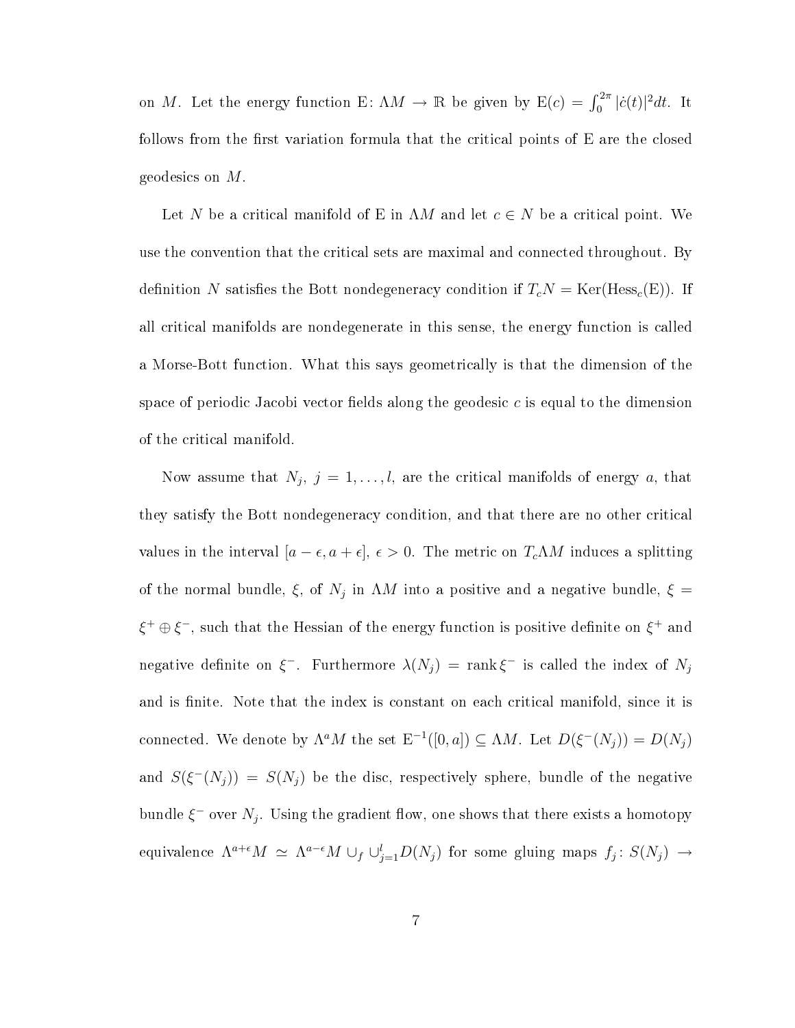on $M$. Let the energy function $\mathrm{E}\colon \Lambda M \to \mathbb{R}$ be given by $\mathrm{E}(c) = \int_0^{2\pi} |\dot{c}(t)|^2 dt$. It follows from the first variation formula that the critical points of E are the closed geodesics on $M$.

Let $N$ be a critical manifold of E in $\Lambda M$ and let $c \in N$ be a critical point. We use the convention that the critical sets are maximal and connected throughout. By definition $N$ satisfies the Bott nondegeneracy condition if $T_c N = \mathrm{Ker}(\mathrm{Hess}_c(\mathrm{E}))$. If all critical manifolds are nondegenerate in this sense, the energy function is called a Morse-Bott function. What this says geometrically is that the dimension of the space of periodic Jacobi vector fields along the geodesic $c$ is equal to the dimension of the critical manifold.

Now assume that $N_j$, $j = 1, \ldots, l$, are the critical manifolds of energy $a$, that they satisfy the Bott nondegeneracy condition, and that there are no other critical values in the interval $[a - \epsilon, a + \epsilon]$, $\epsilon > 0$. The metric on $T_c \Lambda M$ induces a splitting of the normal bundle, $\xi$, of $N_j$ in $\Lambda M$ into a positive and a negative bundle, $\xi = \xi^+ \oplus \xi^-$, such that the Hessian of the energy function is positive definite on $\xi^+$ and negative definite on $\xi^-$. Furthermore $\lambda(N_j) = \operatorname{rank} \xi^-$ is called the index of $N_j$ and is finite. Note that the index is constant on each critical manifold, since it is connected. We denote by $\Lambda^a M$ the set $\mathrm{E}^{-1}([0, a]) \subseteq \Lambda M$. Let $D(\xi^-(N_j)) = D(N_j)$ and $S(\xi^-(N_j)) = S(N_j)$ be the disc, respectively sphere, bundle of the negative bundle $\xi^-$ over $N_j$. Using the gradient flow, one shows that there exists a homotopy equivalence $\Lambda^{a+\epsilon} M \simeq \Lambda^{a-\epsilon} M \cup_f \cup_{j=1}^{l} D(N_j)$ for some gluing maps $f_j \colon S(N_j) \to$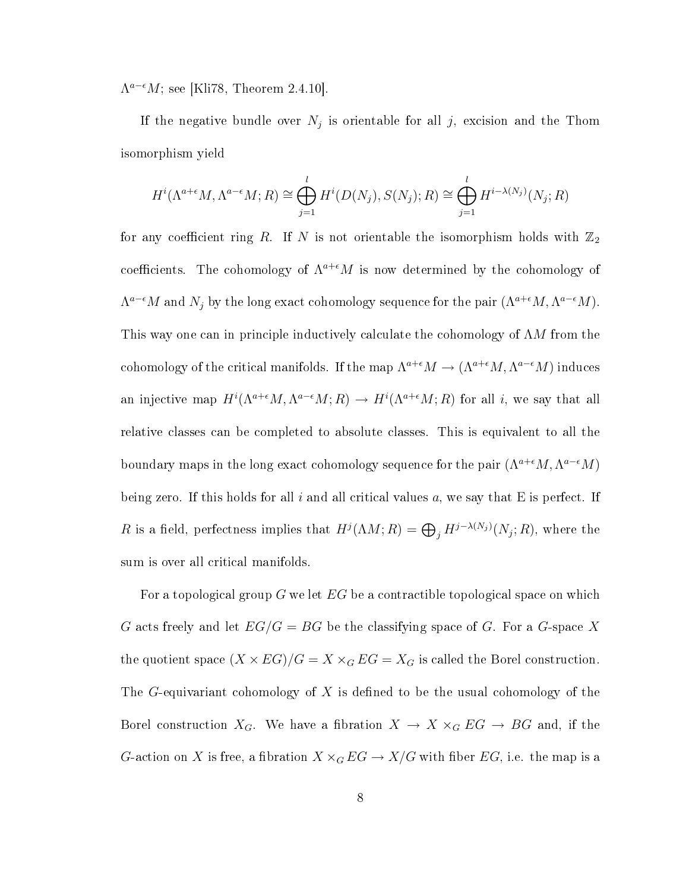$\Lambda^{a-\epsilon}M$; see [Kli78, Theorem 2.4.10].

If the negative bundle over $N_j$ is orientable for all $j$, excision and the Thom isomorphism yield

$$H^i(\Lambda^{a+\epsilon}M, \Lambda^{a-\epsilon}M; R) \cong \bigoplus_{j=1}^{l} H^i(D(N_j), S(N_j); R) \cong \bigoplus_{j=1}^{l} H^{i-\lambda(N_j)}(N_j; R)$$

for any coefficient ring $R$. If $N$ is not orientable the isomorphism holds with $\mathbb{Z}_2$ coefficients. The cohomology of $\Lambda^{a+\epsilon}M$ is now determined by the cohomology of $\Lambda^{a-\epsilon}M$ and $N_j$ by the long exact cohomology sequence for the pair $(\Lambda^{a+\epsilon}M, \Lambda^{a-\epsilon}M)$. This way one can in principle inductively calculate the cohomology of $\Lambda M$ from the cohomology of the critical manifolds. If the map $\Lambda^{a+\epsilon}M \to (\Lambda^{a+\epsilon}M, \Lambda^{a-\epsilon}M)$ induces an injective map $H^i(\Lambda^{a+\epsilon}M, \Lambda^{a-\epsilon}M; R) \to H^i(\Lambda^{a+\epsilon}M; R)$ for all $i$, we say that all relative classes can be completed to absolute classes. This is equivalent to all the boundary maps in the long exact cohomology sequence for the pair $(\Lambda^{a+\epsilon}M, \Lambda^{a-\epsilon}M)$ being zero. If this holds for all $i$ and all critical values $a$, we say that E is perfect. If $R$ is a field, perfectness implies that $H^j(\Lambda M; R) = \bigoplus_j H^{j-\lambda(N_j)}(N_j; R)$, where the sum is over all critical manifolds.

For a topological group $G$ we let $EG$ be a contractible topological space on which $G$ acts freely and let $EG/G = BG$ be the classifying space of $G$. For a $G$-space $X$ the quotient space $(X \times EG)/G = X \times_G EG = X_G$ is called the Borel construction. The $G$-equivariant cohomology of $X$ is defined to be the usual cohomology of the Borel construction $X_G$. We have a fibration $X \to X \times_G EG \to BG$ and, if the $G$-action on $X$ is free, a fibration $X \times_G EG \to X/G$ with fiber $EG$, i.e. the map is a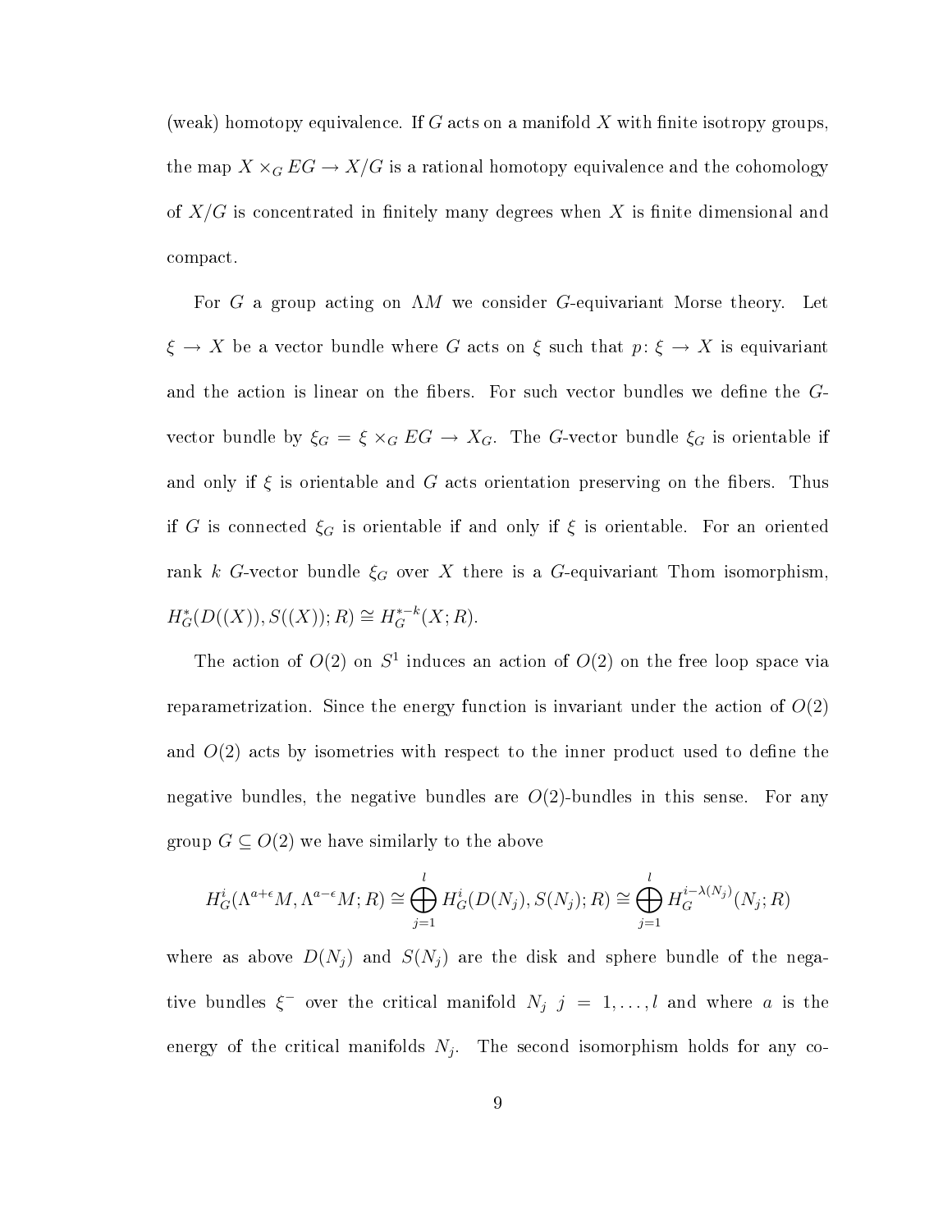(weak) homotopy equivalence. If $G$ acts on a manifold $X$ with finite isotropy groups, the map $X \times_G EG \to X/G$ is a rational homotopy equivalence and the cohomology of $X/G$ is concentrated in finitely many degrees when $X$ is finite dimensional and compact.

For $G$ a group acting on $\Lambda M$ we consider $G$-equivariant Morse theory. Let $\xi \to X$ be a vector bundle where $G$ acts on $\xi$ such that $p\colon \xi \to X$ is equivariant and the action is linear on the fibers. For such vector bundles we define the $G$-vector bundle by $\xi_G = \xi \times_G EG \to X_G$. The $G$-vector bundle $\xi_G$ is orientable if and only if $\xi$ is orientable and $G$ acts orientation preserving on the fibers. Thus if $G$ is connected $\xi_G$ is orientable if and only if $\xi$ is orientable. For an oriented rank $k$ $G$-vector bundle $\xi_G$ over $X$ there is a $G$-equivariant Thom isomorphism, $H^*_G(D((X)), S((X)); R) \cong H^{*-k}_G(X; R)$.

The action of $O(2)$ on $S^1$ induces an action of $O(2)$ on the free loop space via reparametrization. Since the energy function is invariant under the action of $O(2)$ and $O(2)$ acts by isometries with respect to the inner product used to define the negative bundles, the negative bundles are $O(2)$-bundles in this sense. For any group $G \subseteq O(2)$ we have similarly to the above

$$H^i_G(\Lambda^{a+\epsilon}M, \Lambda^{a-\epsilon}M; R) \cong \bigoplus_{j=1}^{l} H^i_G(D(N_j), S(N_j); R) \cong \bigoplus_{j=1}^{l} H_G^{i-\lambda(N_j)}(N_j; R)$$

where as above $D(N_j)$ and $S(N_j)$ are the disk and sphere bundle of the negative bundles $\xi^-$ over the critical manifold $N_j$ $j = 1, \ldots, l$ and where $a$ is the energy of the critical manifolds $N_j$. The second isomorphism holds for any co-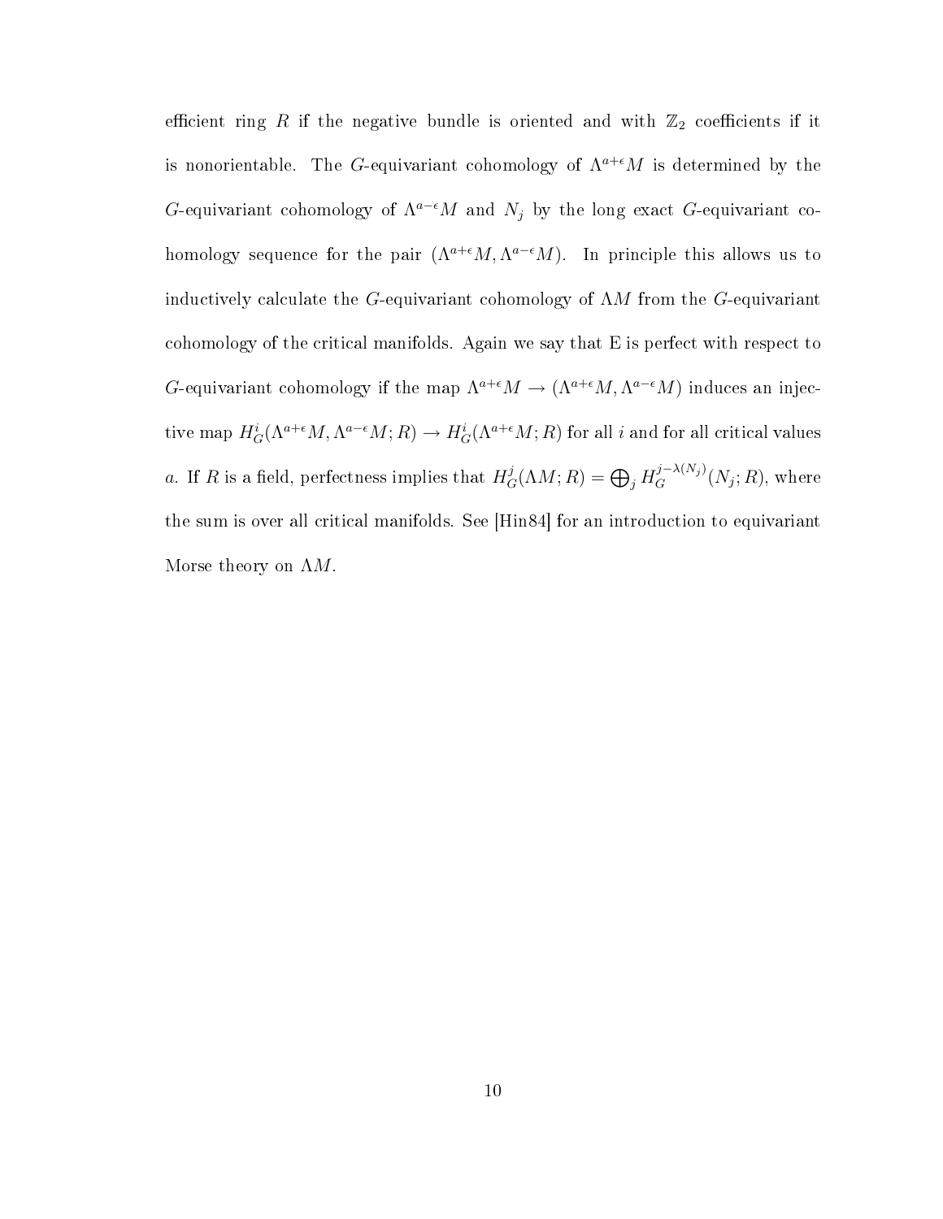efficient ring $R$ if the negative bundle is oriented and with $\mathbb{Z}_2$ coefficients if it is nonorientable. The $G$-equivariant cohomology of $\Lambda^{a+\epsilon}M$ is determined by the $G$-equivariant cohomology of $\Lambda^{a-\epsilon}M$ and $N_j$ by the long exact $G$-equivariant cohomology sequence for the pair $(\Lambda^{a+\epsilon}M, \Lambda^{a-\epsilon}M)$. In principle this allows us to inductively calculate the $G$-equivariant cohomology of $\Lambda M$ from the $G$-equivariant cohomology of the critical manifolds. Again we say that E is perfect with respect to $G$-equivariant cohomology if the map $\Lambda^{a+\epsilon}M \to (\Lambda^{a+\epsilon}M, \Lambda^{a-\epsilon}M)$ induces an injective map $H^i_G(\Lambda^{a+\epsilon}M, \Lambda^{a-\epsilon}M; R) \to H^i_G(\Lambda^{a+\epsilon}M; R)$ for all $i$ and for all critical values $a$. If $R$ is a field, perfectness implies that $H^j_G(\Lambda M; R) = \bigoplus_j H_G^{j-\lambda(N_j)}(N_j; R)$, where the sum is over all critical manifolds. See [Hin84] for an introduction to equivariant Morse theory on $\Lambda M$.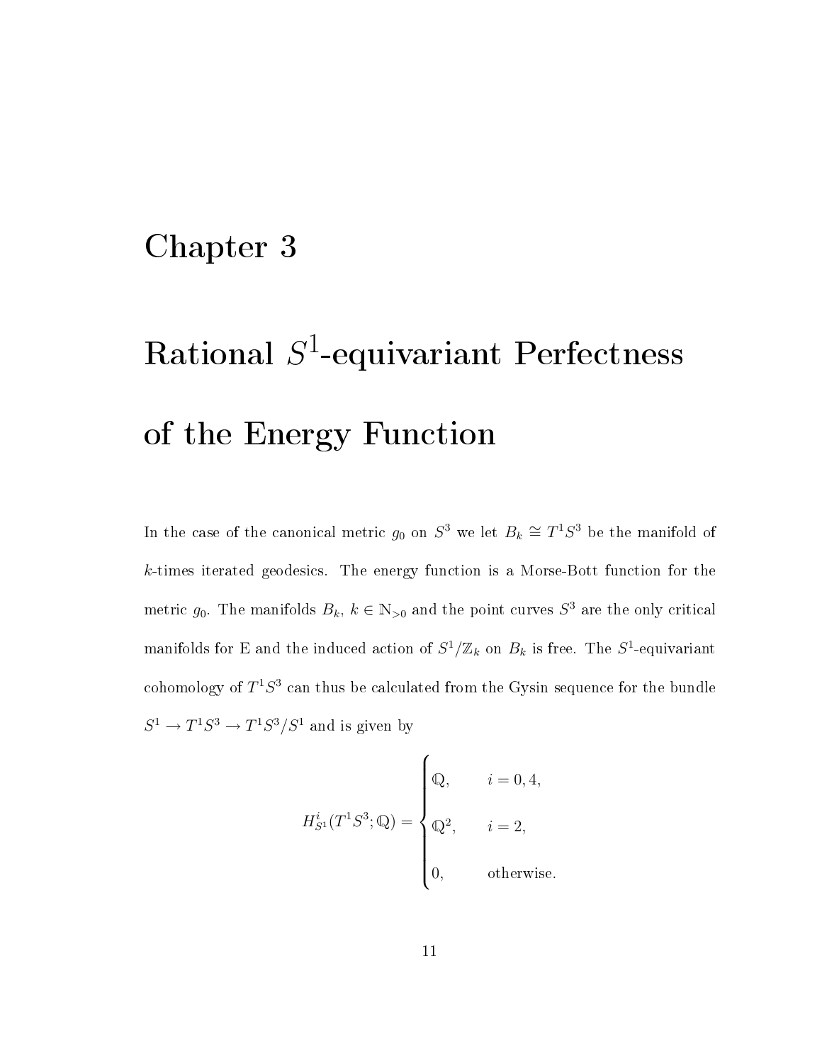# Chapter 3

# Rational $S^1$-equivariant Perfectness of the Energy Function

In the case of the canonical metric $g_0$ on $S^3$ we let $B_k \cong T^1S^3$ be the manifold of $k$-times iterated geodesics. The energy function is a Morse-Bott function for the metric $g_0$. The manifolds $B_k$, $k \in \mathbb{N}_{>0}$ and the point curves $S^3$ are the only critical manifolds for E and the induced action of $S^1/\mathbb{Z}_k$ on $B_k$ is free. The $S^1$-equivariant cohomology of $T^1S^3$ can thus be calculated from the Gysin sequence for the bundle $S^1 \to T^1S^3 \to T^1S^3/S^1$ and is given by

$$H^i_{S^1}(T^1S^3;\mathbb{Q}) = \begin{cases} \mathbb{Q}, & i = 0, 4, \\ \mathbb{Q}^2, & i = 2, \\ 0, & \text{otherwise.} \end{cases}$$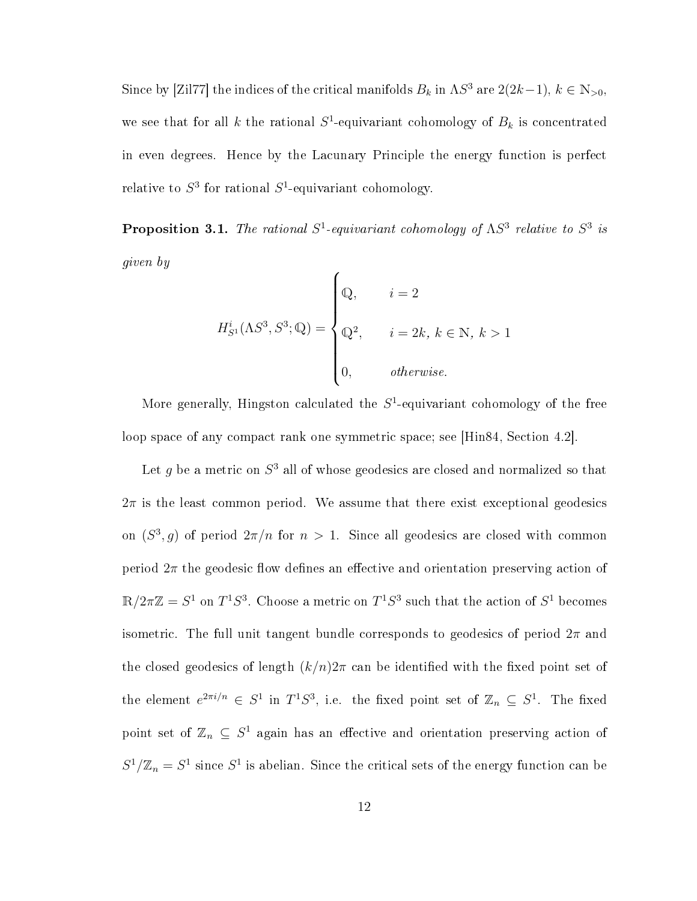Since by [Zil77] the indices of the critical manifolds $B_k$ in $\Lambda S^3$ are $2(2k-1)$, $k \in \mathbb{N}_{>0}$, we see that for all $k$ the rational $S^1$-equivariant cohomology of $B_k$ is concentrated in even degrees. Hence by the Lacunary Principle the energy function is perfect relative to $S^3$ for rational $S^1$-equivariant cohomology.

**Proposition 3.1.** *The rational $S^1$-equivariant cohomology of $\Lambda S^3$ relative to $S^3$ is given by*

$$H^i_{S^1}(\Lambda S^3, S^3; \mathbb{Q}) = \begin{cases} \mathbb{Q}, & i = 2 \\ \mathbb{Q}^2, & i = 2k,\ k \in \mathbb{N},\ k > 1 \\ 0, & \text{otherwise.} \end{cases}$$

More generally, Hingston calculated the $S^1$-equivariant cohomology of the free loop space of any compact rank one symmetric space; see [Hin84, Section 4.2].

Let $g$ be a metric on $S^3$ all of whose geodesics are closed and normalized so that $2\pi$ is the least common period. We assume that there exist exceptional geodesics on $(S^3, g)$ of period $2\pi/n$ for $n > 1$. Since all geodesics are closed with common period $2\pi$ the geodesic flow defines an effective and orientation preserving action of $\mathbb{R}/2\pi\mathbb{Z} = S^1$ on $T^1S^3$. Choose a metric on $T^1S^3$ such that the action of $S^1$ becomes isometric. The full unit tangent bundle corresponds to geodesics of period $2\pi$ and the closed geodesics of length $(k/n)2\pi$ can be identified with the fixed point set of the element $e^{2\pi i/n} \in S^1$ in $T^1S^3$, i.e. the fixed point set of $\mathbb{Z}_n \subseteq S^1$. The fixed point set of $\mathbb{Z}_n \subseteq S^1$ again has an effective and orientation preserving action of $S^1/\mathbb{Z}_n = S^1$ since $S^1$ is abelian. Since the critical sets of the energy function can be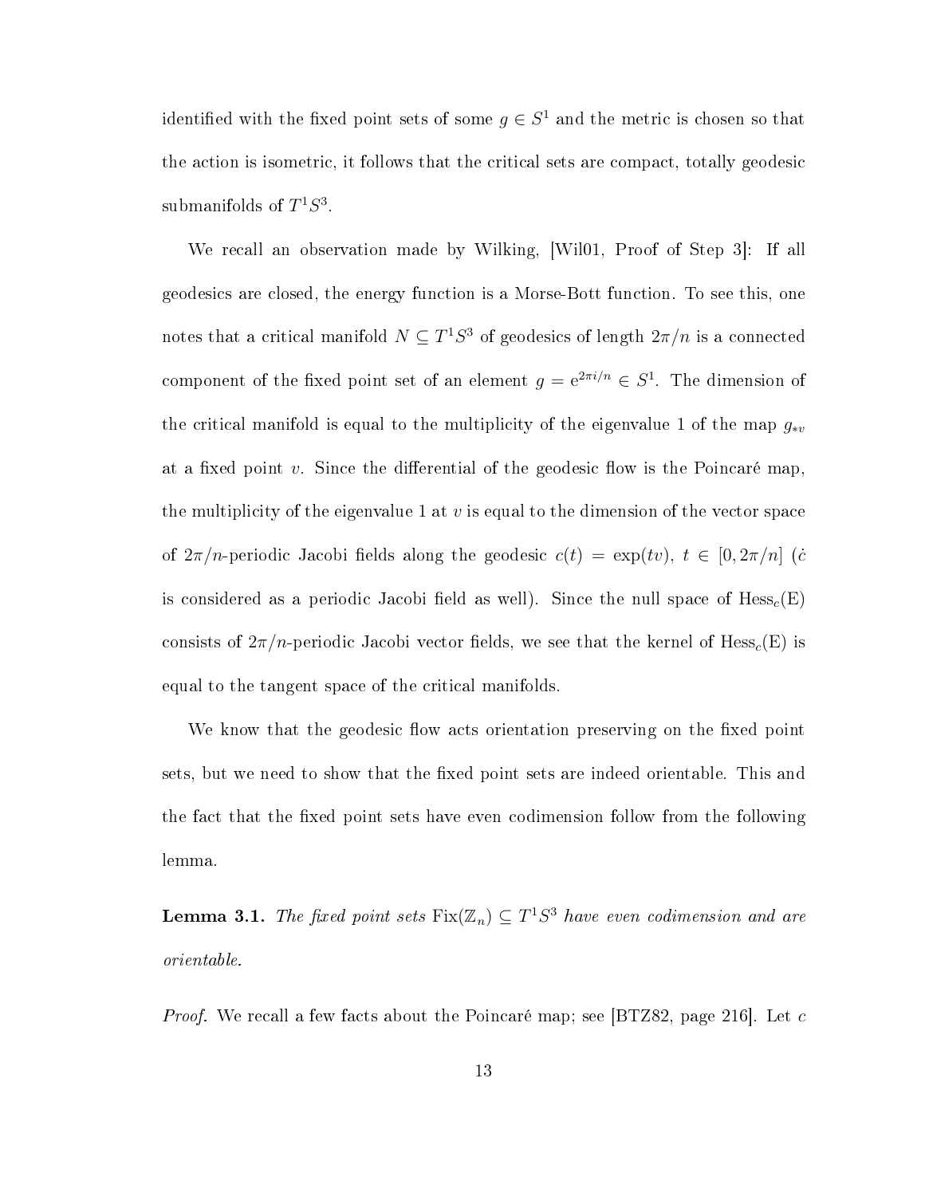identified with the fixed point sets of some $g \in S^1$ and the metric is chosen so that the action is isometric, it follows that the critical sets are compact, totally geodesic submanifolds of $T^1S^3$.

We recall an observation made by Wilking, [Wil01, Proof of Step 3]: If all geodesics are closed, the energy function is a Morse-Bott function. To see this, one notes that a critical manifold $N \subseteq T^1S^3$ of geodesics of length $2\pi/n$ is a connected component of the fixed point set of an element $g = \mathrm{e}^{2\pi i/n} \in S^1$. The dimension of the critical manifold is equal to the multiplicity of the eigenvalue 1 of the map $g_{*v}$ at a fixed point $v$. Since the differential of the geodesic flow is the Poincaré map, the multiplicity of the eigenvalue 1 at $v$ is equal to the dimension of the vector space of $2\pi/n$-periodic Jacobi fields along the geodesic $c(t) = \exp(tv)$, $t \in [0, 2\pi/n]$ ($\dot{c}$ is considered as a periodic Jacobi field as well). Since the null space of $\mathrm{Hess}_c(\mathrm{E})$ consists of $2\pi/n$-periodic Jacobi vector fields, we see that the kernel of $\mathrm{Hess}_c(\mathrm{E})$ is equal to the tangent space of the critical manifolds.

We know that the geodesic flow acts orientation preserving on the fixed point sets, but we need to show that the fixed point sets are indeed orientable. This and the fact that the fixed point sets have even codimension follow from the following lemma.

**Lemma 3.1.** *The fixed point sets* $\mathrm{Fix}(\mathbb{Z}_n) \subseteq T^1S^3$ *have even codimension and are orientable.*

*Proof.* We recall a few facts about the Poincaré map; see [BTZ82, page 216]. Let $c$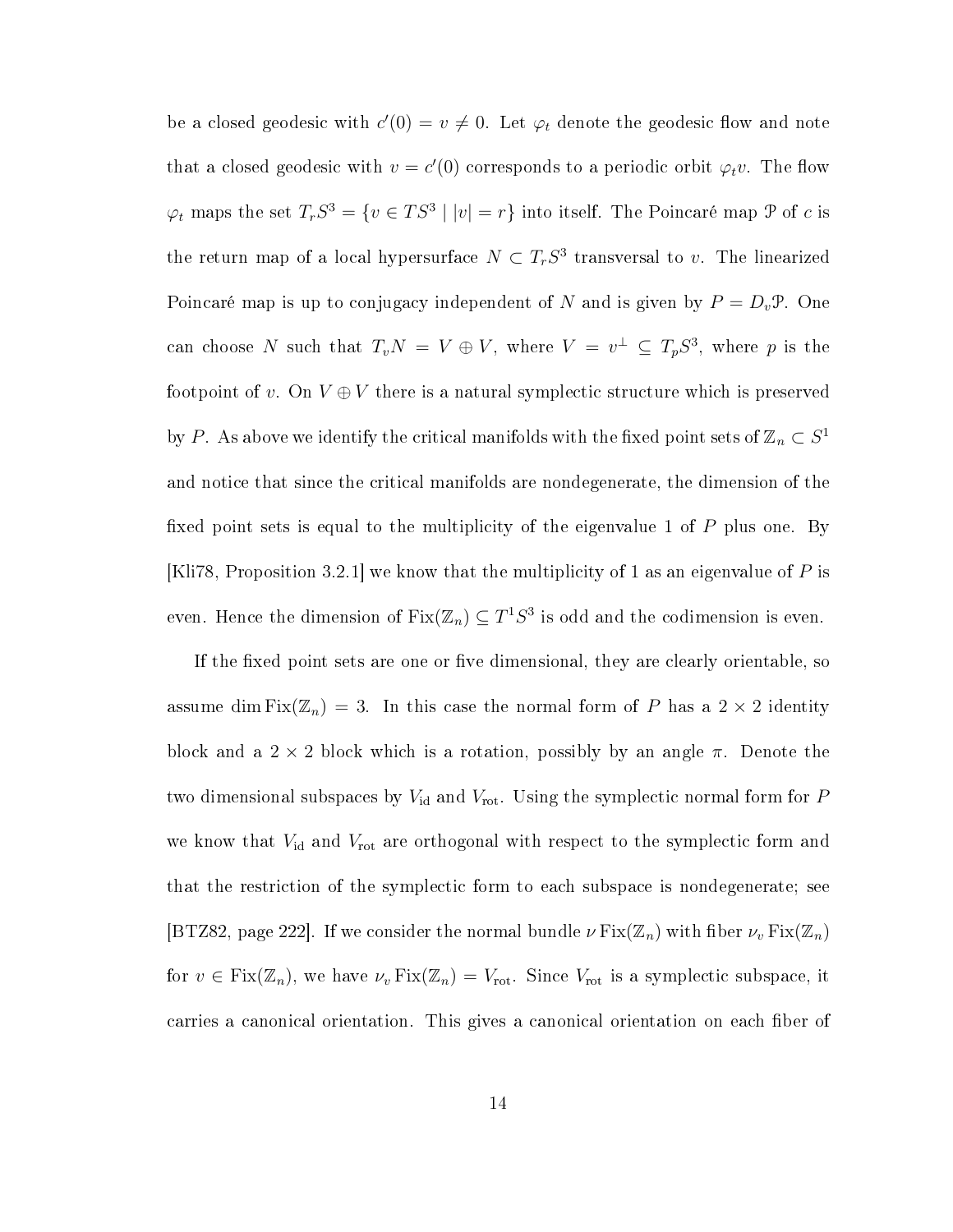be a closed geodesic with $c'(0) = v \neq 0$. Let $\varphi_t$ denote the geodesic flow and note that a closed geodesic with $v = c'(0)$ corresponds to a periodic orbit $\varphi_t v$. The flow $\varphi_t$ maps the set $T_r S^3 = \{v \in TS^3 \mid |v| = r\}$ into itself. The Poincaré map $\mathcal{P}$ of $c$ is the return map of a local hypersurface $N \subset T_r S^3$ transversal to $v$. The linearized Poincaré map is up to conjugacy independent of $N$ and is given by $P = D_v \mathcal{P}$. One can choose $N$ such that $T_v N = V \oplus V$, where $V = v^\perp \subseteq T_p S^3$, where $p$ is the footpoint of $v$. On $V \oplus V$ there is a natural symplectic structure which is preserved by $P$. As above we identify the critical manifolds with the fixed point sets of $\mathbb{Z}_n \subset S^1$ and notice that since the critical manifolds are nondegenerate, the dimension of the fixed point sets is equal to the multiplicity of the eigenvalue 1 of $P$ plus one. By [Kli78, Proposition 3.2.1] we know that the multiplicity of 1 as an eigenvalue of $P$ is even. Hence the dimension of $\mathrm{Fix}(\mathbb{Z}_n) \subseteq T^1 S^3$ is odd and the codimension is even.

If the fixed point sets are one or five dimensional, they are clearly orientable, so assume $\dim \mathrm{Fix}(\mathbb{Z}_n) = 3$. In this case the normal form of $P$ has a $2 \times 2$ identity block and a $2 \times 2$ block which is a rotation, possibly by an angle $\pi$. Denote the two dimensional subspaces by $V_{\mathrm{id}}$ and $V_{\mathrm{rot}}$. Using the symplectic normal form for $P$ we know that $V_{\mathrm{id}}$ and $V_{\mathrm{rot}}$ are orthogonal with respect to the symplectic form and that the restriction of the symplectic form to each subspace is nondegenerate; see [BTZ82, page 222]. If we consider the normal bundle $\nu \,\mathrm{Fix}(\mathbb{Z}_n)$ with fiber $\nu_v \,\mathrm{Fix}(\mathbb{Z}_n)$ for $v \in \mathrm{Fix}(\mathbb{Z}_n)$, we have $\nu_v \,\mathrm{Fix}(\mathbb{Z}_n) = V_{\mathrm{rot}}$. Since $V_{\mathrm{rot}}$ is a symplectic subspace, it carries a canonical orientation. This gives a canonical orientation on each fiber of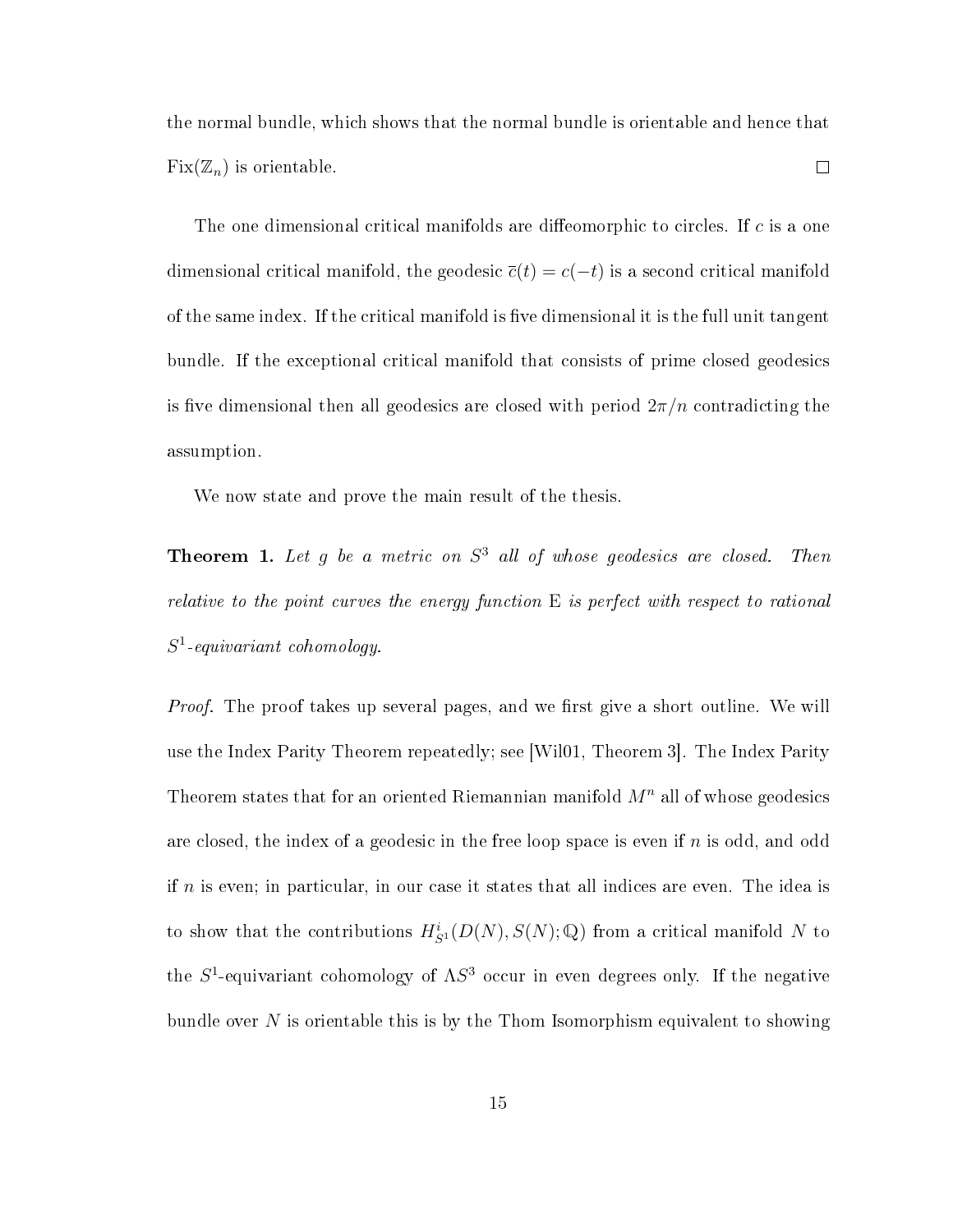the normal bundle, which shows that the normal bundle is orientable and hence that $\text{Fix}(\mathbb{Z}_n)$ is orientable. $\square$

The one dimensional critical manifolds are diffeomorphic to circles. If $c$ is a one dimensional critical manifold, the geodesic $\bar{c}(t) = c(-t)$ is a second critical manifold of the same index. If the critical manifold is five dimensional it is the full unit tangent bundle. If the exceptional critical manifold that consists of prime closed geodesics is five dimensional then all geodesics are closed with period $2\pi/n$ contradicting the assumption.

We now state and prove the main result of the thesis.

**Theorem 1.** *Let $g$ be a metric on $S^3$ all of whose geodesics are closed. Then relative to the point curves the energy function $\mathrm{E}$ is perfect with respect to rational $S^1$-equivariant cohomology.*

*Proof.* The proof takes up several pages, and we first give a short outline. We will use the Index Parity Theorem repeatedly; see [Wil01, Theorem 3]. The Index Parity Theorem states that for an oriented Riemannian manifold $M^n$ all of whose geodesics are closed, the index of a geodesic in the free loop space is even if $n$ is odd, and odd if $n$ is even; in particular, in our case it states that all indices are even. The idea is to show that the contributions $H^i_{S^1}(D(N), S(N); \mathbb{Q})$ from a critical manifold $N$ to the $S^1$-equivariant cohomology of $\Lambda S^3$ occur in even degrees only. If the negative bundle over $N$ is orientable this is by the Thom Isomorphism equivalent to showing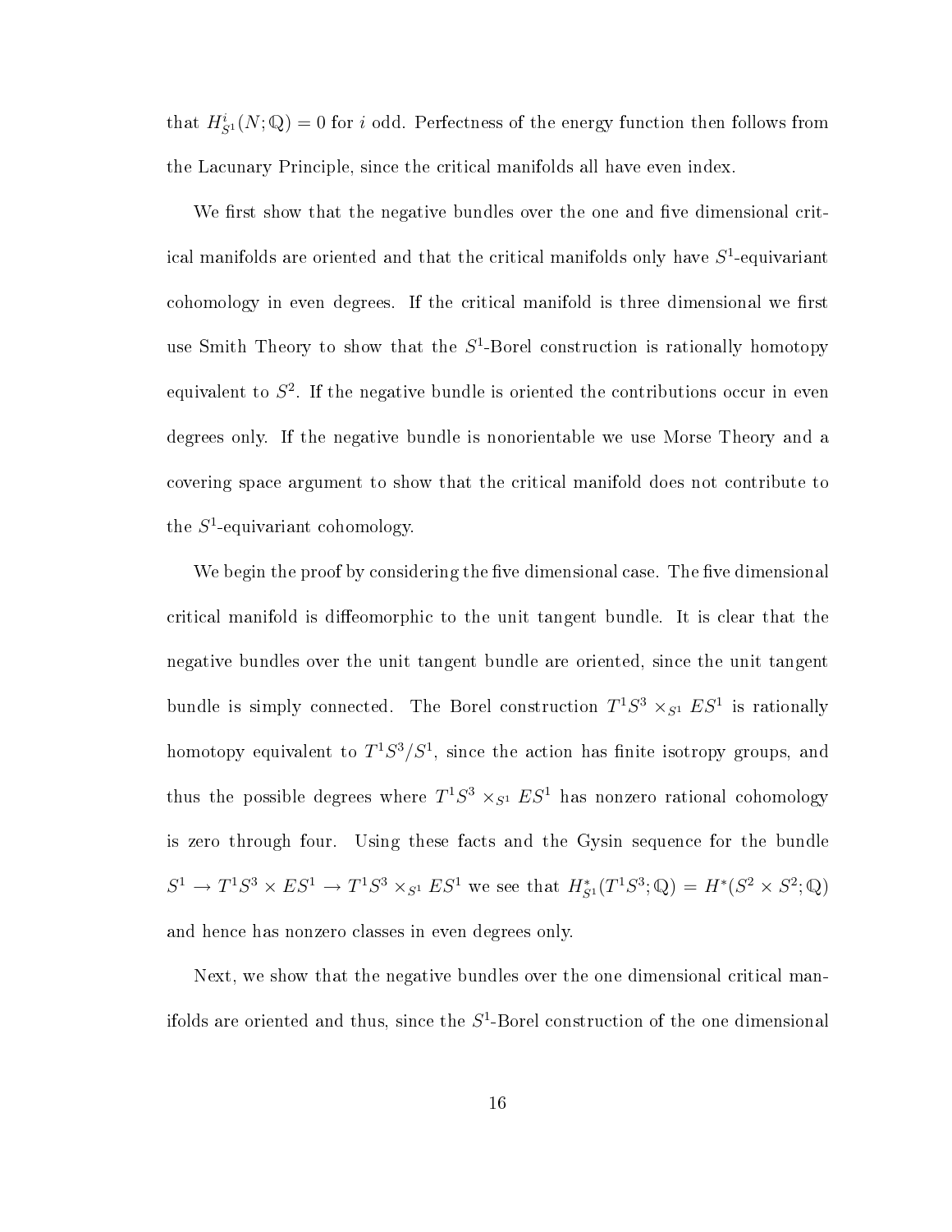that $H^i_{S^1}(N;\mathbb{Q}) = 0$ for $i$ odd. Perfectness of the energy function then follows from the Lacunary Principle, since the critical manifolds all have even index.

We first show that the negative bundles over the one and five dimensional critical manifolds are oriented and that the critical manifolds only have $S^1$-equivariant cohomology in even degrees. If the critical manifold is three dimensional we first use Smith Theory to show that the $S^1$-Borel construction is rationally homotopy equivalent to $S^2$. If the negative bundle is oriented the contributions occur in even degrees only. If the negative bundle is nonorientable we use Morse Theory and a covering space argument to show that the critical manifold does not contribute to the $S^1$-equivariant cohomology.

We begin the proof by considering the five dimensional case. The five dimensional critical manifold is diffeomorphic to the unit tangent bundle. It is clear that the negative bundles over the unit tangent bundle are oriented, since the unit tangent bundle is simply connected. The Borel construction $T^1S^3 \times_{S^1} ES^1$ is rationally homotopy equivalent to $T^1S^3/S^1$, since the action has finite isotropy groups, and thus the possible degrees where $T^1S^3 \times_{S^1} ES^1$ has nonzero rational cohomology is zero through four. Using these facts and the Gysin sequence for the bundle $S^1 \to T^1S^3 \times ES^1 \to T^1S^3 \times_{S^1} ES^1$ we see that $H^*_{S^1}(T^1S^3;\mathbb{Q}) = H^*(S^2 \times S^2;\mathbb{Q})$ and hence has nonzero classes in even degrees only.

Next, we show that the negative bundles over the one dimensional critical manifolds are oriented and thus, since the $S^1$-Borel construction of the one dimensional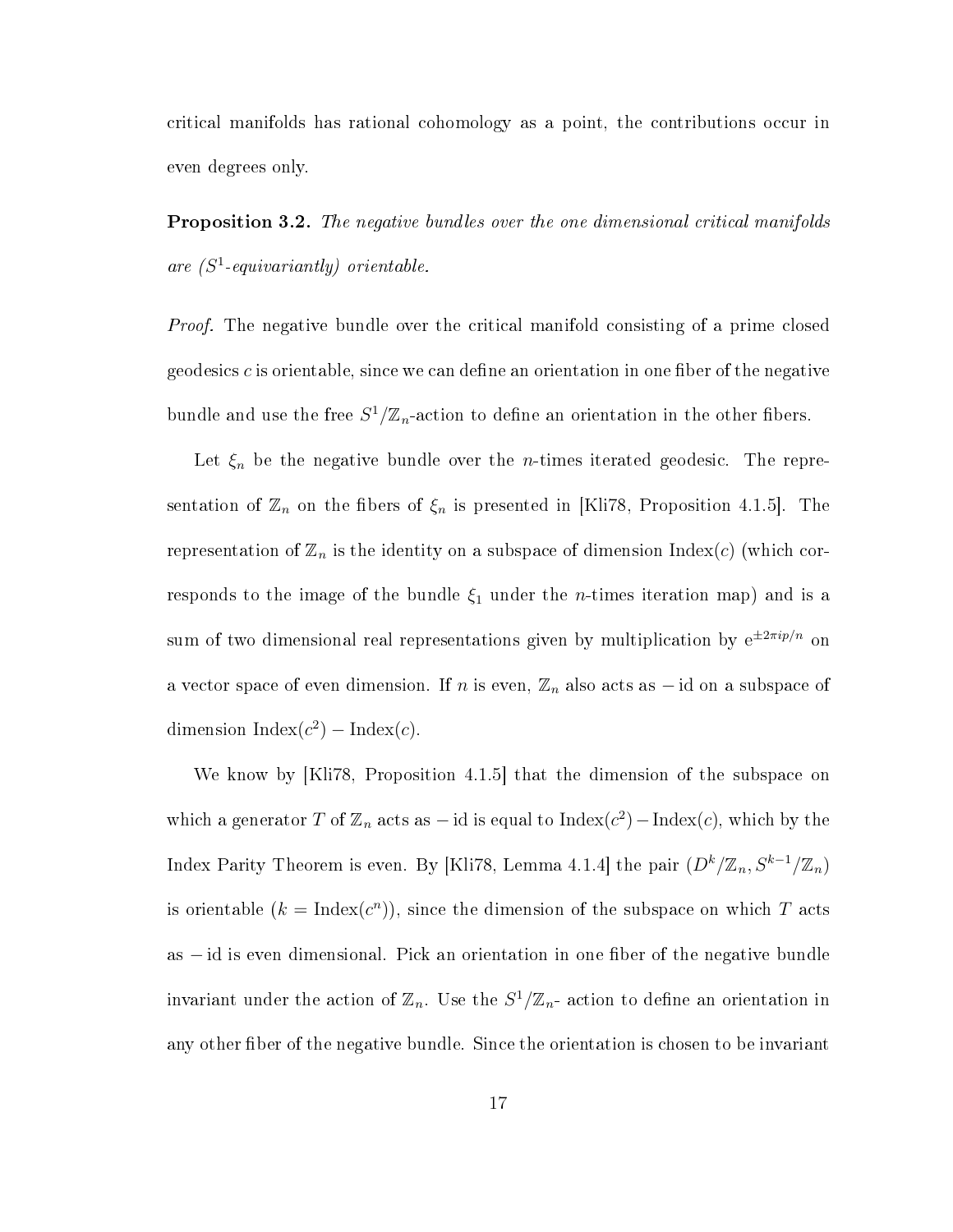critical manifolds has rational cohomology as a point, the contributions occur in even degrees only.

**Proposition 3.2.** *The negative bundles over the one dimensional critical manifolds are ($S^1$-equivariantly) orientable.*

*Proof.* The negative bundle over the critical manifold consisting of a prime closed geodesics $c$ is orientable, since we can define an orientation in one fiber of the negative bundle and use the free $S^1/\mathbb{Z}_n$-action to define an orientation in the other fibers.

Let $\xi_n$ be the negative bundle over the $n$-times iterated geodesic. The representation of $\mathbb{Z}_n$ on the fibers of $\xi_n$ is presented in [Kli78, Proposition 4.1.5]. The representation of $\mathbb{Z}_n$ is the identity on a subspace of dimension $\operatorname{Index}(c)$ (which corresponds to the image of the bundle $\xi_1$ under the $n$-times iteration map) and is a sum of two dimensional real representations given by multiplication by $\mathrm{e}^{\pm 2\pi i p/n}$ on a vector space of even dimension. If $n$ is even, $\mathbb{Z}_n$ also acts as $-\operatorname{id}$ on a subspace of dimension $\operatorname{Index}(c^2) - \operatorname{Index}(c)$.

We know by [Kli78, Proposition 4.1.5] that the dimension of the subspace on which a generator $T$ of $\mathbb{Z}_n$ acts as $-\operatorname{id}$ is equal to $\operatorname{Index}(c^2) - \operatorname{Index}(c)$, which by the Index Parity Theorem is even. By [Kli78, Lemma 4.1.4] the pair $(D^k/\mathbb{Z}_n, S^{k-1}/\mathbb{Z}_n)$ is orientable ($k = \operatorname{Index}(c^n)$), since the dimension of the subspace on which $T$ acts as $-\operatorname{id}$ is even dimensional. Pick an orientation in one fiber of the negative bundle invariant under the action of $\mathbb{Z}_n$. Use the $S^1/\mathbb{Z}_n$- action to define an orientation in any other fiber of the negative bundle. Since the orientation is chosen to be invariant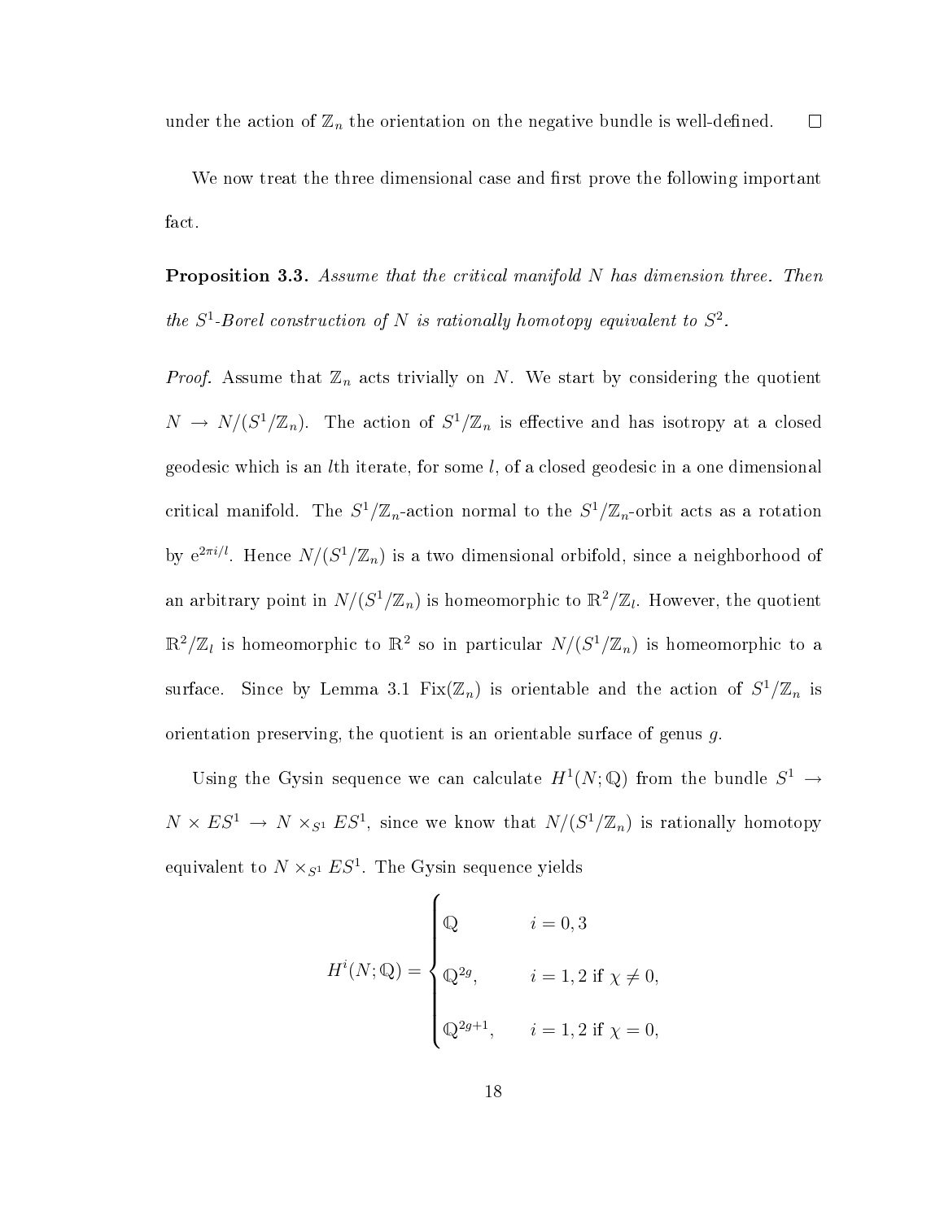under the action of $\mathbb{Z}_n$ the orientation on the negative bundle is well-defined. $\square$

We now treat the three dimensional case and first prove the following important fact.

**Proposition 3.3.** *Assume that the critical manifold $N$ has dimension three. Then the $S^1$-Borel construction of $N$ is rationally homotopy equivalent to $S^2$.*

*Proof.* Assume that $\mathbb{Z}_n$ acts trivially on $N$. We start by considering the quotient $N \to N/(S^1/\mathbb{Z}_n)$. The action of $S^1/\mathbb{Z}_n$ is effective and has isotropy at a closed geodesic which is an $l$th iterate, for some $l$, of a closed geodesic in a one dimensional critical manifold. The $S^1/\mathbb{Z}_n$-action normal to the $S^1/\mathbb{Z}_n$-orbit acts as a rotation by $e^{2\pi i/l}$. Hence $N/(S^1/\mathbb{Z}_n)$ is a two dimensional orbifold, since a neighborhood of an arbitrary point in $N/(S^1/\mathbb{Z}_n)$ is homeomorphic to $\mathbb{R}^2/\mathbb{Z}_l$. However, the quotient $\mathbb{R}^2/\mathbb{Z}_l$ is homeomorphic to $\mathbb{R}^2$ so in particular $N/(S^1/\mathbb{Z}_n)$ is homeomorphic to a surface. Since by Lemma 3.1 $\mathrm{Fix}(\mathbb{Z}_n)$ is orientable and the action of $S^1/\mathbb{Z}_n$ is orientation preserving, the quotient is an orientable surface of genus $g$.

Using the Gysin sequence we can calculate $H^1(N;\mathbb{Q})$ from the bundle $S^1 \to N \times ES^1 \to N \times_{S^1} ES^1$, since we know that $N/(S^1/\mathbb{Z}_n)$ is rationally homotopy equivalent to $N \times_{S^1} ES^1$. The Gysin sequence yields

$$H^i(N;\mathbb{Q}) = \begin{cases} \mathbb{Q} & i = 0,3 \\ \mathbb{Q}^{2g}, & i = 1,2 \text{ if } \chi \neq 0, \\ \mathbb{Q}^{2g+1}, & i = 1,2 \text{ if } \chi = 0, \end{cases}$$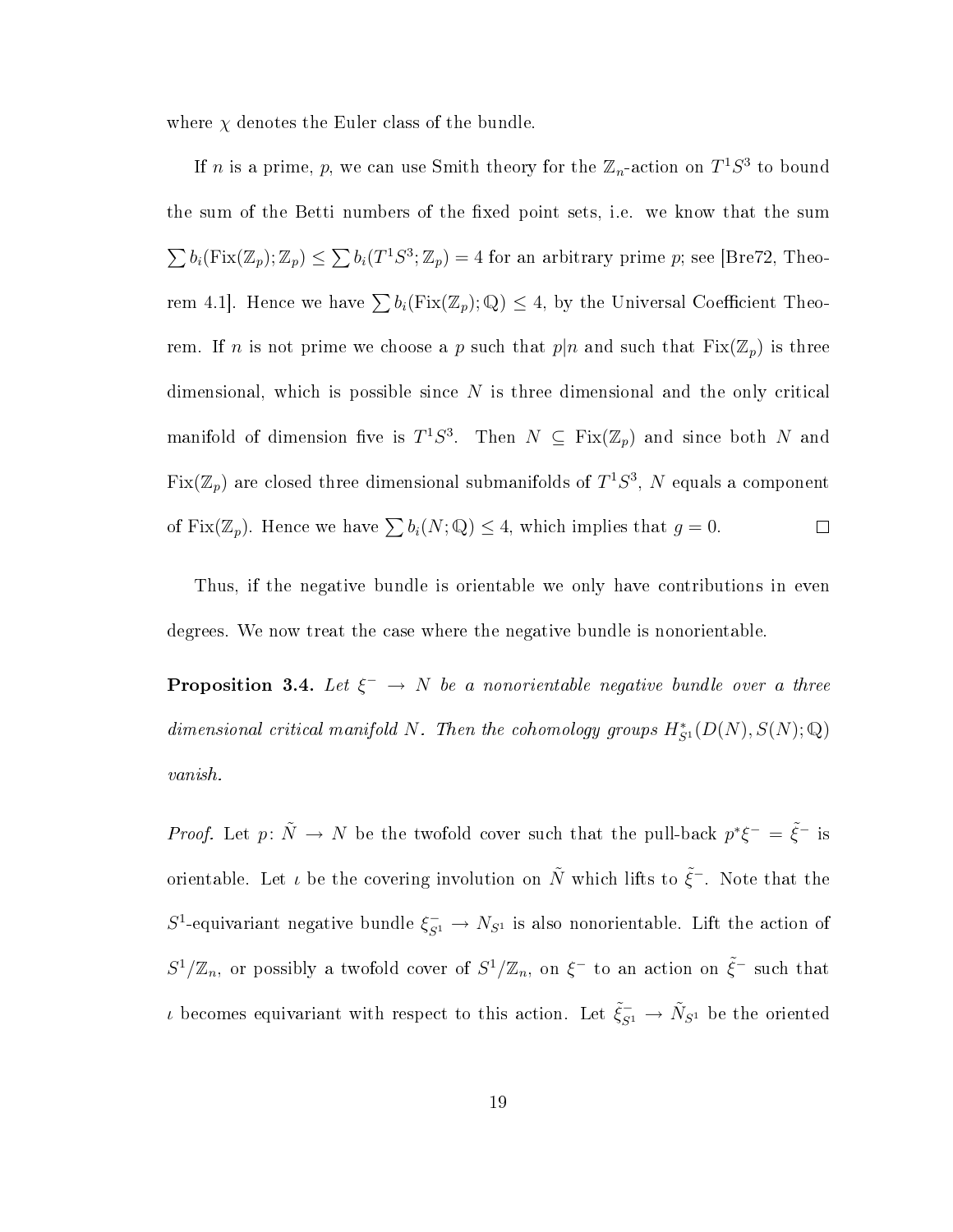where $\chi$ denotes the Euler class of the bundle.

If $n$ is a prime, $p$, we can use Smith theory for the $\mathbb{Z}_n$-action on $T^1S^3$ to bound the sum of the Betti numbers of the fixed point sets, i.e. we know that the sum $\sum b_i(\mathrm{Fix}(\mathbb{Z}_p);\mathbb{Z}_p) \leq \sum b_i(T^1S^3;\mathbb{Z}_p) = 4$ for an arbitrary prime $p$; see [Bre72, Theorem 4.1]. Hence we have $\sum b_i(\mathrm{Fix}(\mathbb{Z}_p);\mathbb{Q}) \leq 4$, by the Universal Coefficient Theorem. If $n$ is not prime we choose a $p$ such that $p|n$ and such that $\mathrm{Fix}(\mathbb{Z}_p)$ is three dimensional, which is possible since $N$ is three dimensional and the only critical manifold of dimension five is $T^1S^3$. Then $N \subseteq \mathrm{Fix}(\mathbb{Z}_p)$ and since both $N$ and $\mathrm{Fix}(\mathbb{Z}_p)$ are closed three dimensional submanifolds of $T^1S^3$, $N$ equals a component of $\mathrm{Fix}(\mathbb{Z}_p)$. Hence we have $\sum b_i(N;\mathbb{Q}) \leq 4$, which implies that $g = 0$. □

Thus, if the negative bundle is orientable we only have contributions in even degrees. We now treat the case where the negative bundle is nonorientable.

**Proposition 3.4.** *Let $\xi^- \to N$ be a nonorientable negative bundle over a three dimensional critical manifold $N$. Then the cohomology groups $H^*_{S^1}(D(N), S(N);\mathbb{Q})$ vanish.*

*Proof.* Let $p\colon \tilde{N} \to N$ be the twofold cover such that the pull-back $p^*\xi^- = \tilde{\xi}^-$ is orientable. Let $\iota$ be the covering involution on $\tilde{N}$ which lifts to $\tilde{\xi}^-$. Note that the $S^1$-equivariant negative bundle $\xi^-_{S^1} \to N_{S^1}$ is also nonorientable. Lift the action of $S^1/\mathbb{Z}_n$, or possibly a twofold cover of $S^1/\mathbb{Z}_n$, on $\xi^-$ to an action on $\tilde{\xi}^-$ such that $\iota$ becomes equivariant with respect to this action. Let $\tilde{\xi}^-_{S^1} \to \tilde{N}_{S^1}$ be the oriented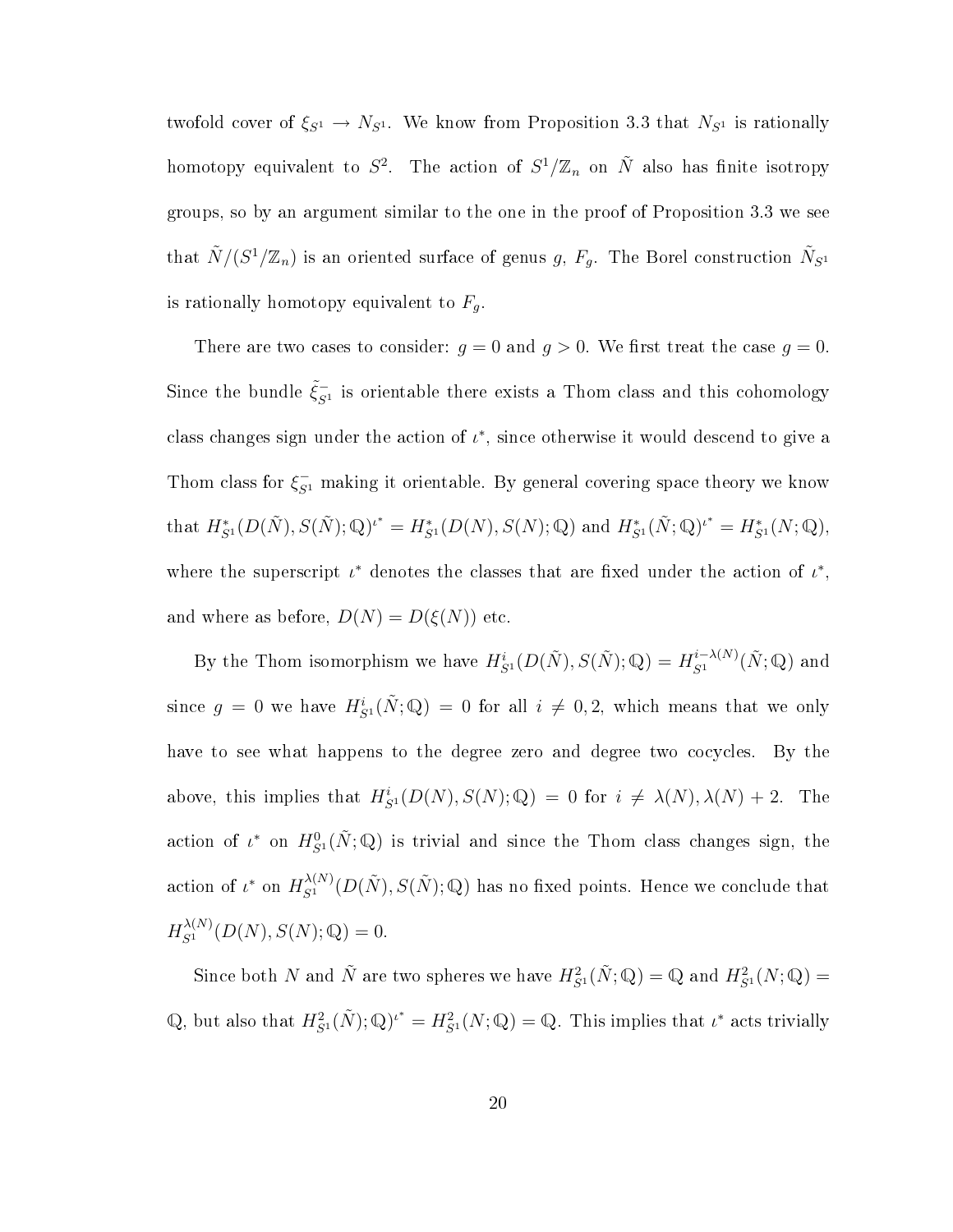twofold cover of $\xi_{S^1} \to N_{S^1}$. We know from Proposition 3.3 that $N_{S^1}$ is rationally homotopy equivalent to $S^2$. The action of $S^1/\mathbb{Z}_n$ on $\tilde{N}$ also has finite isotropy groups, so by an argument similar to the one in the proof of Proposition 3.3 we see that $\tilde{N}/(S^1/\mathbb{Z}_n)$ is an oriented surface of genus $g$, $F_g$. The Borel construction $\tilde{N}_{S^1}$ is rationally homotopy equivalent to $F_g$.

There are two cases to consider: $g = 0$ and $g > 0$. We first treat the case $g = 0$. Since the bundle $\tilde{\xi}^-_{S^1}$ is orientable there exists a Thom class and this cohomology class changes sign under the action of $\iota^*$, since otherwise it would descend to give a Thom class for $\xi^-_{S^1}$ making it orientable. By general covering space theory we know that $H^*_{S^1}(D(\tilde{N}), S(\tilde{N}); \mathbb{Q})^{\iota^*} = H^*_{S^1}(D(N), S(N); \mathbb{Q})$ and $H^*_{S^1}(\tilde{N}; \mathbb{Q})^{\iota^*} = H^*_{S^1}(N; \mathbb{Q})$, where the superscript $\iota^*$ denotes the classes that are fixed under the action of $\iota^*$, and where as before, $D(N) = D(\xi(N))$ etc.

By the Thom isomorphism we have $H^i_{S^1}(D(\tilde{N}), S(\tilde{N}); \mathbb{Q}) = H^{i-\lambda(N)}_{S^1}(\tilde{N}; \mathbb{Q})$ and since $g = 0$ we have $H^i_{S^1}(\tilde{N}; \mathbb{Q}) = 0$ for all $i \neq 0, 2$, which means that we only have to see what happens to the degree zero and degree two cocycles. By the above, this implies that $H^i_{S^1}(D(N), S(N); \mathbb{Q}) = 0$ for $i \neq \lambda(N), \lambda(N) + 2$. The action of $\iota^*$ on $H^0_{S^1}(\tilde{N}; \mathbb{Q})$ is trivial and since the Thom class changes sign, the action of $\iota^*$ on $H^{\lambda(N)}_{S^1}(D(\tilde{N}), S(\tilde{N}); \mathbb{Q})$ has no fixed points. Hence we conclude that $H^{\lambda(N)}_{S^1}(D(N), S(N); \mathbb{Q}) = 0$.

Since both $N$ and $\tilde{N}$ are two spheres we have $H^2_{S^1}(\tilde{N}; \mathbb{Q}) = \mathbb{Q}$ and $H^2_{S^1}(N; \mathbb{Q}) = \mathbb{Q}$, but also that $H^2_{S^1}(\tilde{N}); \mathbb{Q})^{\iota^*} = H^2_{S^1}(N; \mathbb{Q}) = \mathbb{Q}$. This implies that $\iota^*$ acts trivially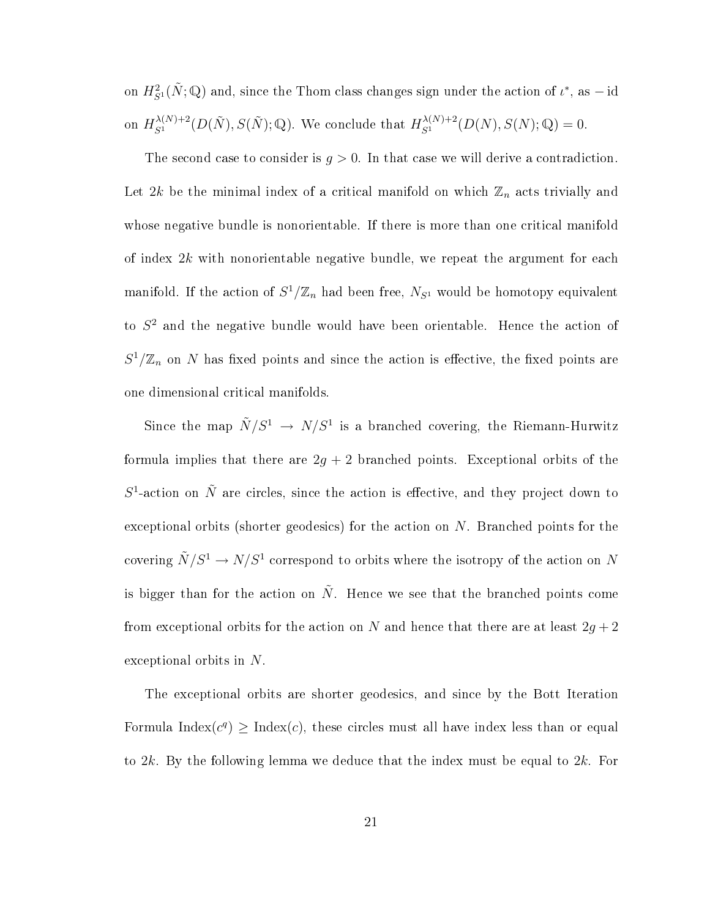on $H^2_{S^1}(\tilde{N};\mathbb{Q})$ and, since the Thom class changes sign under the action of $\iota^*$, as $-\operatorname{id}$ on $H^{\lambda(N)+2}_{S^1}(D(\tilde{N}), S(\tilde{N});\mathbb{Q})$. We conclude that $H^{\lambda(N)+2}_{S^1}(D(N), S(N);\mathbb{Q}) = 0$.

The second case to consider is $g > 0$. In that case we will derive a contradiction. Let $2k$ be the minimal index of a critical manifold on which $\mathbb{Z}_n$ acts trivially and whose negative bundle is nonorientable. If there is more than one critical manifold of index $2k$ with nonorientable negative bundle, we repeat the argument for each manifold. If the action of $S^1/\mathbb{Z}_n$ had been free, $N_{S^1}$ would be homotopy equivalent to $S^2$ and the negative bundle would have been orientable. Hence the action of $S^1/\mathbb{Z}_n$ on $N$ has fixed points and since the action is effective, the fixed points are one dimensional critical manifolds.

Since the map $\tilde{N}/S^1 \to N/S^1$ is a branched covering, the Riemann-Hurwitz formula implies that there are $2g+2$ branched points. Exceptional orbits of the $S^1$-action on $\tilde{N}$ are circles, since the action is effective, and they project down to exceptional orbits (shorter geodesics) for the action on $N$. Branched points for the covering $\tilde{N}/S^1 \to N/S^1$ correspond to orbits where the isotropy of the action on $N$ is bigger than for the action on $\tilde{N}$. Hence we see that the branched points come from exceptional orbits for the action on $N$ and hence that there are at least $2g+2$ exceptional orbits in $N$.

The exceptional orbits are shorter geodesics, and since by the Bott Iteration Formula $\operatorname{Index}(c^q) \geq \operatorname{Index}(c)$, these circles must all have index less than or equal to $2k$. By the following lemma we deduce that the index must be equal to $2k$. For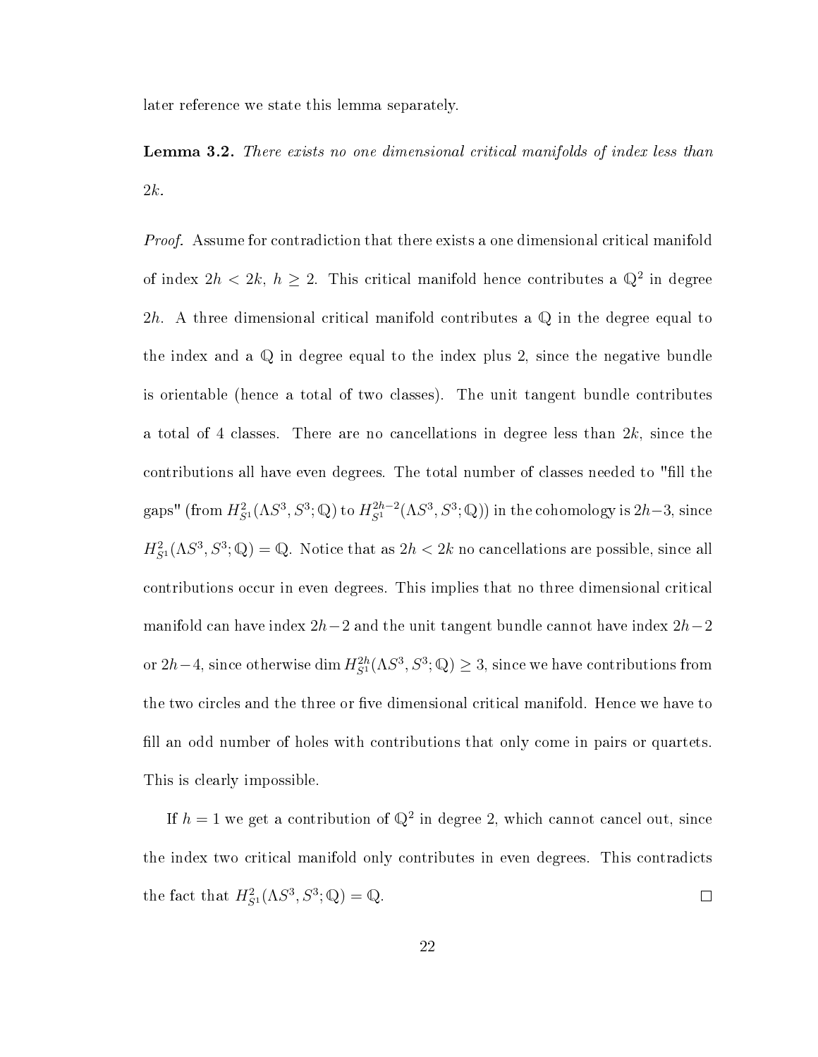later reference we state this lemma separately.

**Lemma 3.2.** *There exists no one dimensional critical manifolds of index less than $2k$.*

*Proof.* Assume for contradiction that there exists a one dimensional critical manifold of index $2h < 2k$, $h \geq 2$. This critical manifold hence contributes a $\mathbb{Q}^2$ in degree $2h$. A three dimensional critical manifold contributes a $\mathbb{Q}$ in the degree equal to the index and a $\mathbb{Q}$ in degree equal to the index plus 2, since the negative bundle is orientable (hence a total of two classes). The unit tangent bundle contributes a total of 4 classes. There are no cancellations in degree less than $2k$, since the contributions all have even degrees. The total number of classes needed to "fill the gaps" (from $H^2_{S^1}(\Lambda S^3, S^3; \mathbb{Q})$ to $H^{2h-2}_{S^1}(\Lambda S^3, S^3; \mathbb{Q})$) in the cohomology is $2h-3$, since $H^2_{S^1}(\Lambda S^3, S^3; \mathbb{Q}) = \mathbb{Q}$. Notice that as $2h < 2k$ no cancellations are possible, since all contributions occur in even degrees. This implies that no three dimensional critical manifold can have index $2h-2$ and the unit tangent bundle cannot have index $2h-2$ or $2h-4$, since otherwise $\dim H^{2h}_{S^1}(\Lambda S^3, S^3; \mathbb{Q}) \geq 3$, since we have contributions from the two circles and the three or five dimensional critical manifold. Hence we have to fill an odd number of holes with contributions that only come in pairs or quartets. This is clearly impossible.

If $h = 1$ we get a contribution of $\mathbb{Q}^2$ in degree 2, which cannot cancel out, since the index two critical manifold only contributes in even degrees. This contradicts the fact that $H^2_{S^1}(\Lambda S^3, S^3; \mathbb{Q}) = \mathbb{Q}$. $\square$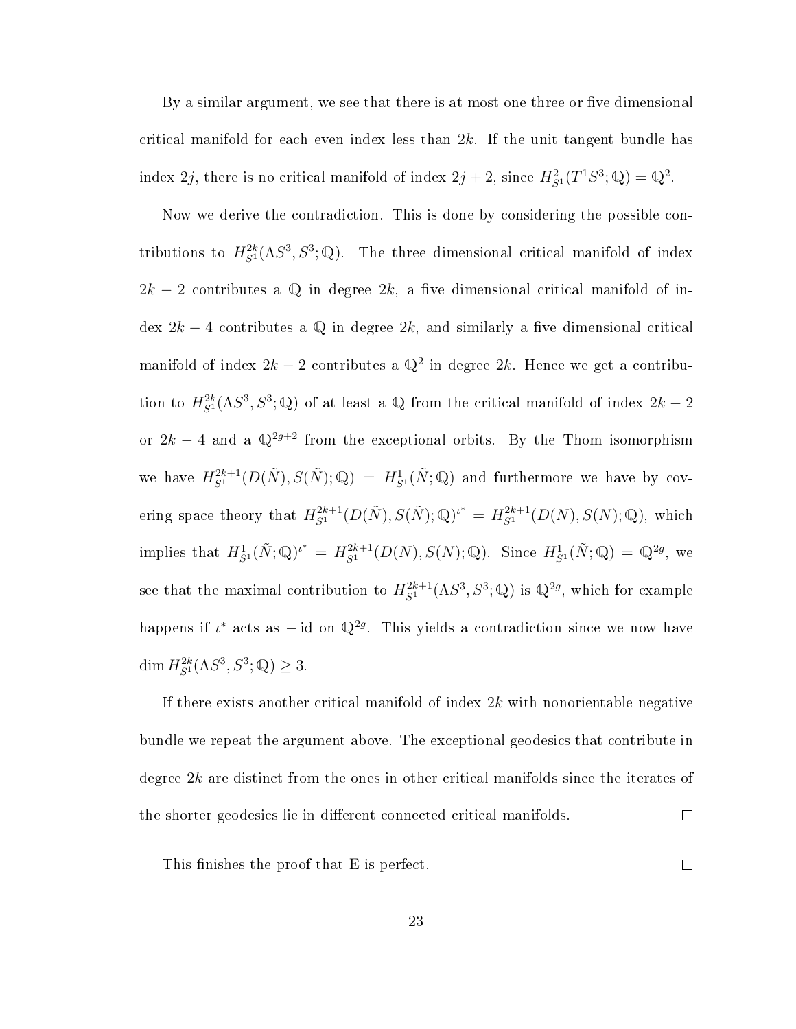By a similar argument, we see that there is at most one three or five dimensional critical manifold for each even index less than $2k$. If the unit tangent bundle has index $2j$, there is no critical manifold of index $2j+2$, since $H^2_{S^1}(T^1S^3;\mathbb{Q}) = \mathbb{Q}^2$.

Now we derive the contradiction. This is done by considering the possible contributions to $H^{2k}_{S^1}(\Lambda S^3, S^3;\mathbb{Q})$. The three dimensional critical manifold of index $2k-2$ contributes a $\mathbb{Q}$ in degree $2k$, a five dimensional critical manifold of index $2k-4$ contributes a $\mathbb{Q}$ in degree $2k$, and similarly a five dimensional critical manifold of index $2k-2$ contributes a $\mathbb{Q}^2$ in degree $2k$. Hence we get a contribution to $H^{2k}_{S^1}(\Lambda S^3, S^3;\mathbb{Q})$ of at least a $\mathbb{Q}$ from the critical manifold of index $2k-2$ or $2k-4$ and a $\mathbb{Q}^{2g+2}$ from the exceptional orbits. By the Thom isomorphism we have $H^{2k+1}_{S^1}(D(\tilde{N}), S(\tilde{N});\mathbb{Q}) = H^1_{S^1}(\tilde{N};\mathbb{Q})$ and furthermore we have by covering space theory that $H^{2k+1}_{S^1}(D(\tilde{N}), S(\tilde{N});\mathbb{Q})^{\iota^*} = H^{2k+1}_{S^1}(D(N), S(N);\mathbb{Q})$, which implies that $H^1_{S^1}(\tilde{N};\mathbb{Q})^{\iota^*} = H^{2k+1}_{S^1}(D(N), S(N);\mathbb{Q})$. Since $H^1_{S^1}(\tilde{N};\mathbb{Q}) = \mathbb{Q}^{2g}$, we see that the maximal contribution to $H^{2k+1}_{S^1}(\Lambda S^3, S^3;\mathbb{Q})$ is $\mathbb{Q}^{2g}$, which for example happens if $\iota^*$ acts as $-\mathrm{id}$ on $\mathbb{Q}^{2g}$. This yields a contradiction since we now have $\dim H^{2k}_{S^1}(\Lambda S^3, S^3;\mathbb{Q}) \geq 3$.

If there exists another critical manifold of index $2k$ with nonorientable negative bundle we repeat the argument above. The exceptional geodesics that contribute in degree $2k$ are distinct from the ones in other critical manifolds since the iterates of the shorter geodesics lie in different connected critical manifolds. $\square$

This finishes the proof that E is perfect. $\square$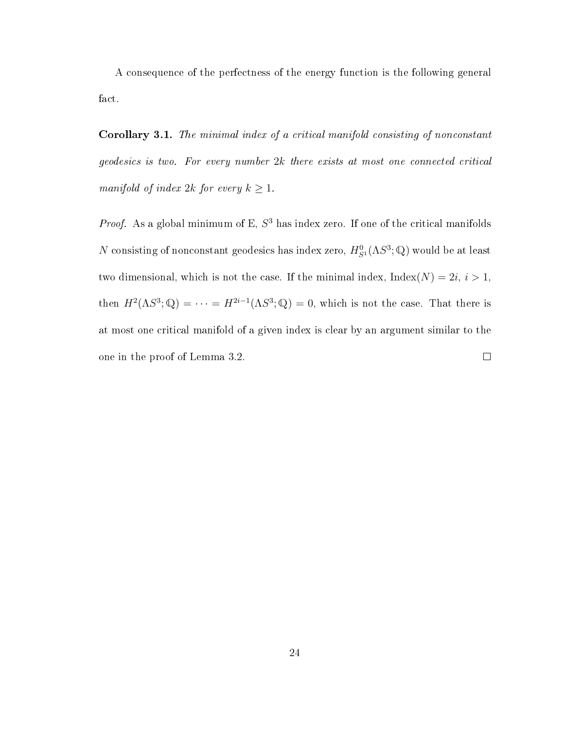A consequence of the perfectness of the energy function is the following general fact.

**Corollary 3.1.** *The minimal index of a critical manifold consisting of nonconstant geodesics is two. For every number $2k$ there exists at most one connected critical manifold of index $2k$ for every $k \geq 1$.*

*Proof.* As a global minimum of E, $S^3$ has index zero. If one of the critical manifolds $N$ consisting of nonconstant geodesics has index zero, $H^0_{S^1}(\Lambda S^3; \mathbb{Q})$ would be at least two dimensional, which is not the case. If the minimal index, $\mathrm{Index}(N) = 2i$, $i > 1$, then $H^2(\Lambda S^3; \mathbb{Q}) = \cdots = H^{2i-1}(\Lambda S^3; \mathbb{Q}) = 0$, which is not the case. That there is at most one critical manifold of a given index is clear by an argument similar to the one in the proof of Lemma 3.2. $\square$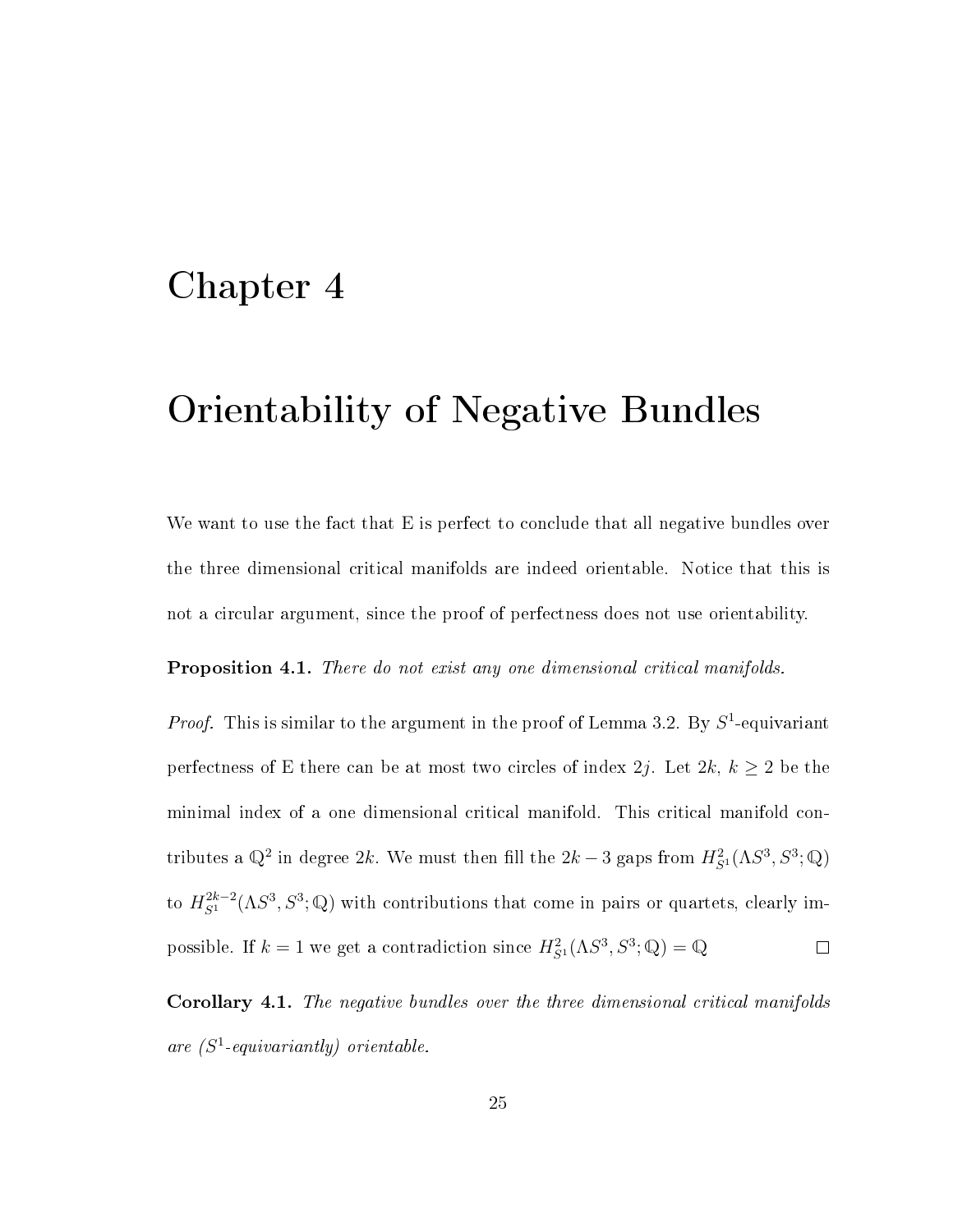# Chapter 4

# Orientability of Negative Bundles

We want to use the fact that E is perfect to conclude that all negative bundles over the three dimensional critical manifolds are indeed orientable. Notice that this is not a circular argument, since the proof of perfectness does not use orientability.

**Proposition 4.1.** *There do not exist any one dimensional critical manifolds.*

*Proof.* This is similar to the argument in the proof of Lemma 3.2. By $S^1$-equivariant perfectness of E there can be at most two circles of index $2j$. Let $2k$, $k \geq 2$ be the minimal index of a one dimensional critical manifold. This critical manifold contributes a $\mathbb{Q}^2$ in degree $2k$. We must then fill the $2k-3$ gaps from $H^2_{S^1}(\Lambda S^3, S^3; \mathbb{Q})$ to $H^{2k-2}_{S^1}(\Lambda S^3, S^3; \mathbb{Q})$ with contributions that come in pairs or quartets, clearly impossible. If $k = 1$ we get a contradiction since $H^2_{S^1}(\Lambda S^3, S^3; \mathbb{Q}) = \mathbb{Q}$ $\square$

**Corollary 4.1.** *The negative bundles over the three dimensional critical manifolds are ($S^1$-equivariantly) orientable.*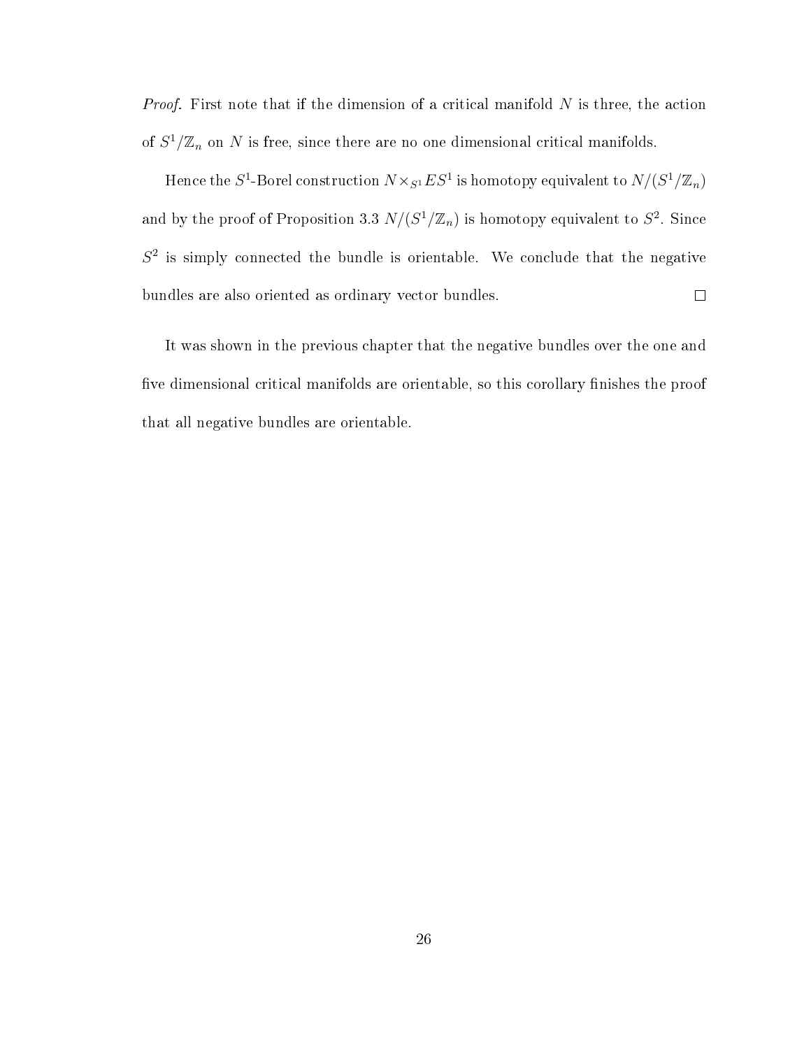*Proof.* First note that if the dimension of a critical manifold $N$ is three, the action of $S^1/\mathbb{Z}_n$ on $N$ is free, since there are no one dimensional critical manifolds.

Hence the $S^1$-Borel construction $N \times_{S^1} ES^1$ is homotopy equivalent to $N/(S^1/\mathbb{Z}_n)$ and by the proof of Proposition 3.3 $N/(S^1/\mathbb{Z}_n)$ is homotopy equivalent to $S^2$. Since $S^2$ is simply connected the bundle is orientable. We conclude that the negative bundles are also oriented as ordinary vector bundles. □

It was shown in the previous chapter that the negative bundles over the one and five dimensional critical manifolds are orientable, so this corollary finishes the proof that all negative bundles are orientable.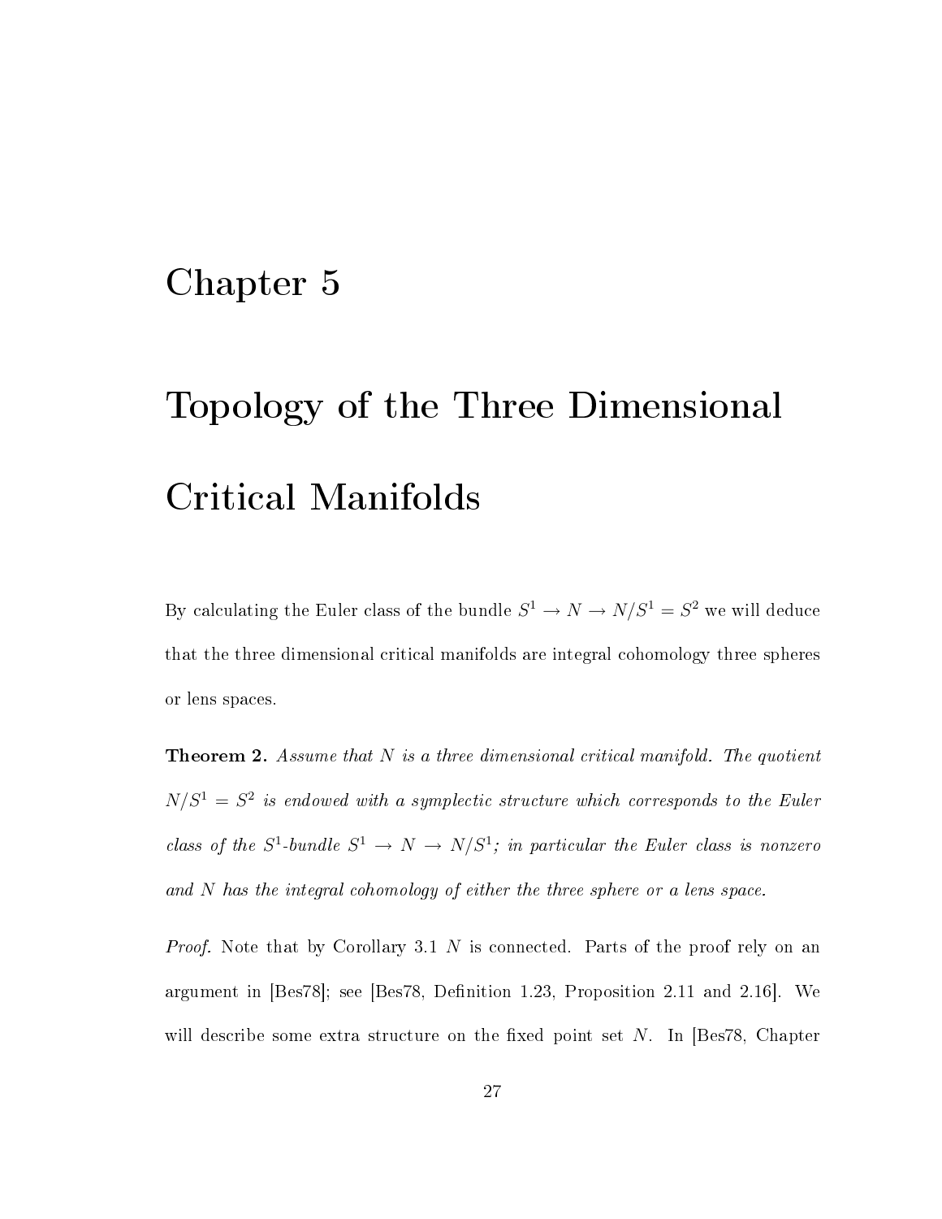# Chapter 5

# Topology of the Three Dimensional Critical Manifolds

By calculating the Euler class of the bundle $S^1 \to N \to N/S^1 = S^2$ we will deduce that the three dimensional critical manifolds are integral cohomology three spheres or lens spaces.

**Theorem 2.** *Assume that $N$ is a three dimensional critical manifold. The quotient $N/S^1 = S^2$ is endowed with a symplectic structure which corresponds to the Euler class of the $S^1$-bundle $S^1 \to N \to N/S^1$; in particular the Euler class is nonzero and $N$ has the integral cohomology of either the three sphere or a lens space.*

*Proof.* Note that by Corollary 3.1 $N$ is connected. Parts of the proof rely on an argument in [Bes78]; see [Bes78, Definition 1.23, Proposition 2.11 and 2.16]. We will describe some extra structure on the fixed point set $N$. In [Bes78, Chapter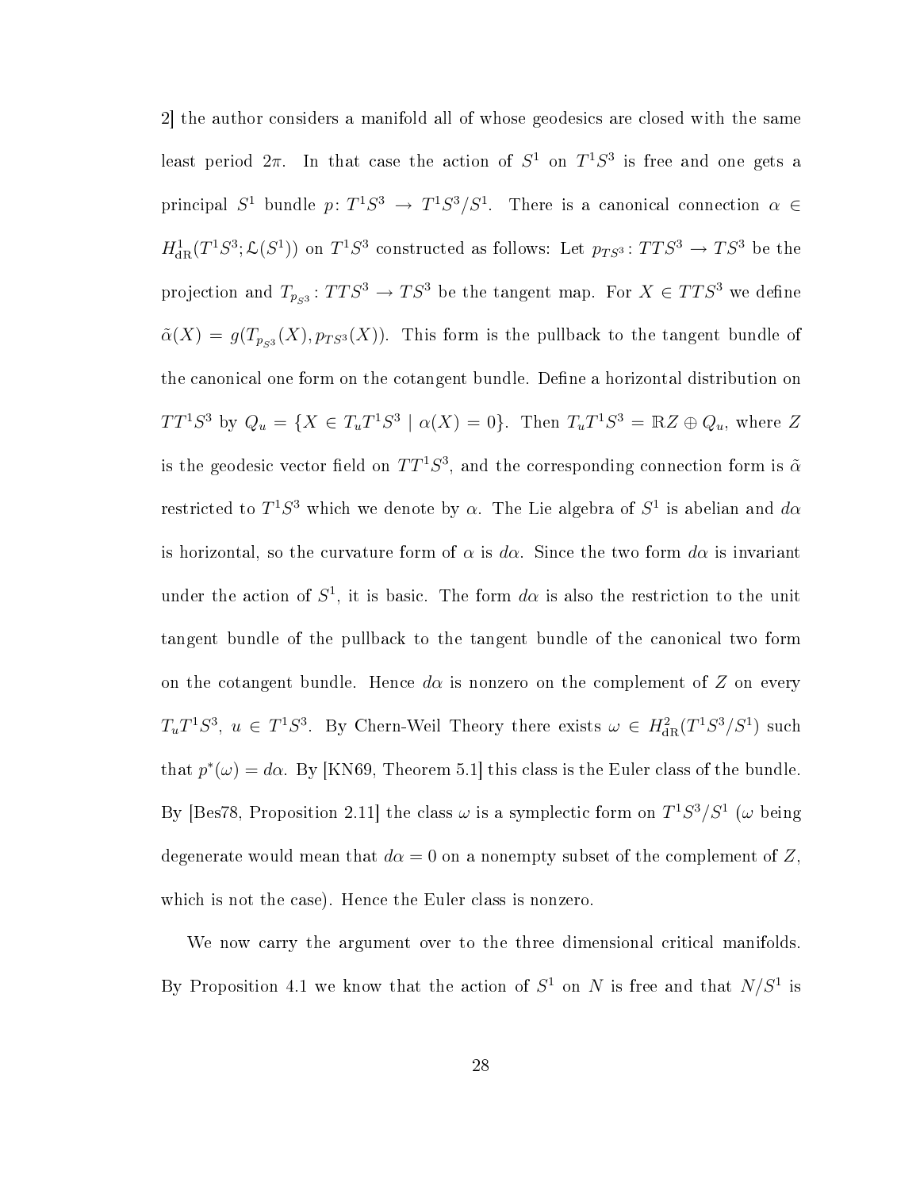2] the author considers a manifold all of whose geodesics are closed with the same least period $2\pi$. In that case the action of $S^1$ on $T^1S^3$ is free and one gets a principal $S^1$ bundle $p\colon T^1S^3 \to T^1S^3/S^1$. There is a canonical connection $\alpha \in H^1_{\mathrm{dR}}(T^1S^3; \mathcal{L}(S^1))$ on $T^1S^3$ constructed as follows: Let $p_{TS^3}\colon TTS^3 \to TS^3$ be the projection and $T_{p_{S^3}}\colon TTS^3 \to TS^3$ be the tangent map. For $X \in TTS^3$ we define $\tilde{\alpha}(X) = g(T_{p_{S^3}}(X), p_{TS^3}(X))$. This form is the pullback to the tangent bundle of the canonical one form on the cotangent bundle. Define a horizontal distribution on $TT^1S^3$ by $Q_u = \{X \in T_uT^1S^3 \mid \alpha(X) = 0\}$. Then $T_uT^1S^3 = \mathbb{R}Z \oplus Q_u$, where $Z$ is the geodesic vector field on $TT^1S^3$, and the corresponding connection form is $\tilde{\alpha}$ restricted to $T^1S^3$ which we denote by $\alpha$. The Lie algebra of $S^1$ is abelian and $d\alpha$ is horizontal, so the curvature form of $\alpha$ is $d\alpha$. Since the two form $d\alpha$ is invariant under the action of $S^1$, it is basic. The form $d\alpha$ is also the restriction to the unit tangent bundle of the pullback to the tangent bundle of the canonical two form on the cotangent bundle. Hence $d\alpha$ is nonzero on the complement of $Z$ on every $T_uT^1S^3$, $u \in T^1S^3$. By Chern-Weil Theory there exists $\omega \in H^2_{\mathrm{dR}}(T^1S^3/S^1)$ such that $p^*(\omega) = d\alpha$. By [KN69, Theorem 5.1] this class is the Euler class of the bundle. By [Bes78, Proposition 2.11] the class $\omega$ is a symplectic form on $T^1S^3/S^1$ ($\omega$ being degenerate would mean that $d\alpha = 0$ on a nonempty subset of the complement of $Z$, which is not the case). Hence the Euler class is nonzero.

We now carry the argument over to the three dimensional critical manifolds. By Proposition 4.1 we know that the action of $S^1$ on $N$ is free and that $N/S^1$ is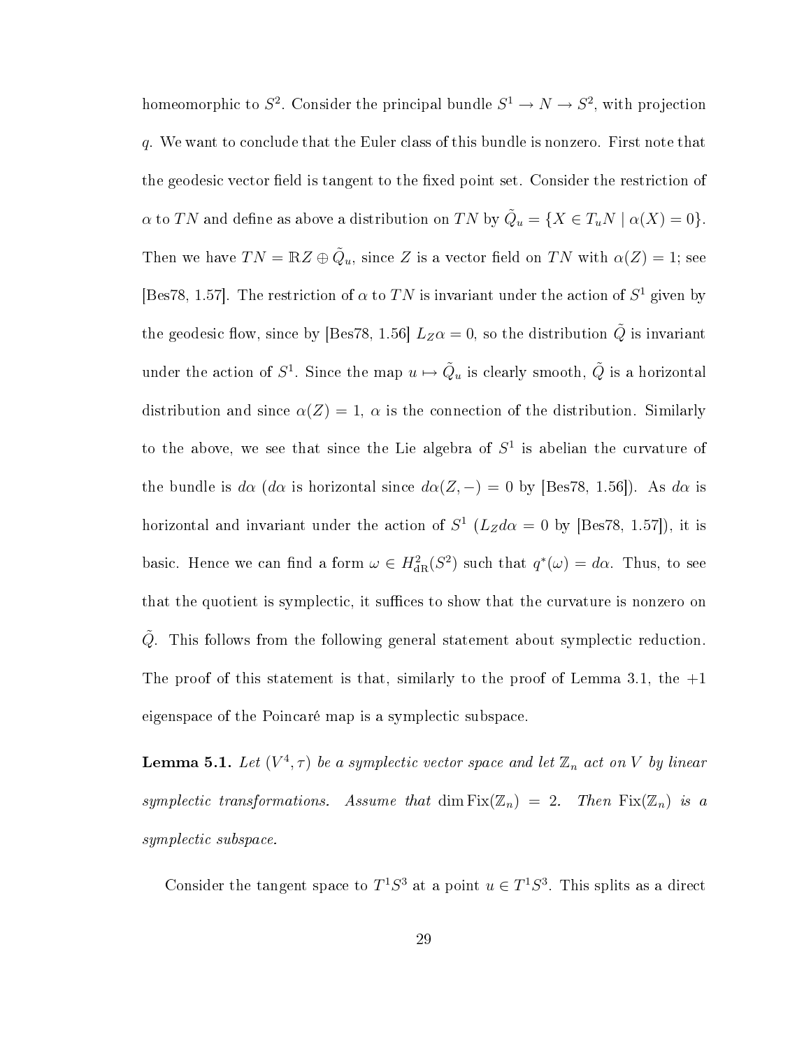homeomorphic to $S^2$. Consider the principal bundle $S^1 \to N \to S^2$, with projection $q$. We want to conclude that the Euler class of this bundle is nonzero. First note that the geodesic vector field is tangent to the fixed point set. Consider the restriction of $\alpha$ to $TN$ and define as above a distribution on $TN$ by $\tilde{Q}_u = \{X \in T_uN \mid \alpha(X) = 0\}$. Then we have $TN = \mathbb{R}Z \oplus \tilde{Q}_u$, since $Z$ is a vector field on $TN$ with $\alpha(Z) = 1$; see [Bes78, 1.57]. The restriction of $\alpha$ to $TN$ is invariant under the action of $S^1$ given by the geodesic flow, since by [Bes78, 1.56] $L_Z\alpha = 0$, so the distribution $\tilde{Q}$ is invariant under the action of $S^1$. Since the map $u \mapsto \tilde{Q}_u$ is clearly smooth, $\tilde{Q}$ is a horizontal distribution and since $\alpha(Z) = 1$, $\alpha$ is the connection of the distribution. Similarly to the above, we see that since the Lie algebra of $S^1$ is abelian the curvature of the bundle is $d\alpha$ ($d\alpha$ is horizontal since $d\alpha(Z, -) = 0$ by [Bes78, 1.56]). As $d\alpha$ is horizontal and invariant under the action of $S^1$ ($L_Z d\alpha = 0$ by [Bes78, 1.57]), it is basic. Hence we can find a form $\omega \in H^2_{\mathrm{dR}}(S^2)$ such that $q^*(\omega) = d\alpha$. Thus, to see that the quotient is symplectic, it suffices to show that the curvature is nonzero on $\tilde{Q}$. This follows from the following general statement about symplectic reduction. The proof of this statement is that, similarly to the proof of Lemma 3.1, the $+1$ eigenspace of the Poincaré map is a symplectic subspace.

**Lemma 5.1.** *Let $(V^4, \tau)$ be a symplectic vector space and let $\mathbb{Z}_n$ act on $V$ by linear symplectic transformations. Assume that $\dim \mathrm{Fix}(\mathbb{Z}_n) = 2$. Then $\mathrm{Fix}(\mathbb{Z}_n)$ is a symplectic subspace.*

Consider the tangent space to $T^1S^3$ at a point $u \in T^1S^3$. This splits as a direct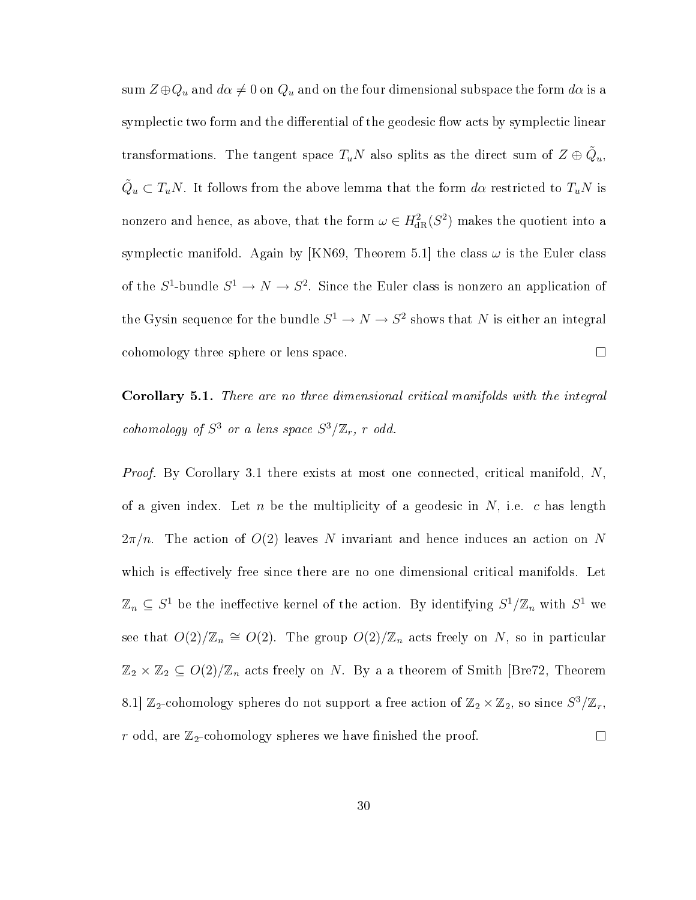sum $Z \oplus Q_u$ and $d\alpha \neq 0$ on $Q_u$ and on the four dimensional subspace the form $d\alpha$ is a symplectic two form and the differential of the geodesic flow acts by symplectic linear transformations. The tangent space $T_u N$ also splits as the direct sum of $Z \oplus \tilde{Q}_u$, $\tilde{Q}_u \subset T_u N$. It follows from the above lemma that the form $d\alpha$ restricted to $T_u N$ is nonzero and hence, as above, that the form $\omega \in H^2_{\mathrm{dR}}(S^2)$ makes the quotient into a symplectic manifold. Again by [KN69, Theorem 5.1] the class $\omega$ is the Euler class of the $S^1$-bundle $S^1 \to N \to S^2$. Since the Euler class is nonzero an application of the Gysin sequence for the bundle $S^1 \to N \to S^2$ shows that $N$ is either an integral cohomology three sphere or lens space. ☐

**Corollary 5.1.** *There are no three dimensional critical manifolds with the integral cohomology of $S^3$ or a lens space $S^3/\mathbb{Z}_r$, $r$ odd.*

*Proof.* By Corollary 3.1 there exists at most one connected, critical manifold, $N$, of a given index. Let $n$ be the multiplicity of a geodesic in $N$, i.e. $c$ has length $2\pi/n$. The action of $O(2)$ leaves $N$ invariant and hence induces an action on $N$ which is effectively free since there are no one dimensional critical manifolds. Let $\mathbb{Z}_n \subseteq S^1$ be the ineffective kernel of the action. By identifying $S^1/\mathbb{Z}_n$ with $S^1$ we see that $O(2)/\mathbb{Z}_n \cong O(2)$. The group $O(2)/\mathbb{Z}_n$ acts freely on $N$, so in particular $\mathbb{Z}_2 \times \mathbb{Z}_2 \subseteq O(2)/\mathbb{Z}_n$ acts freely on $N$. By a a theorem of Smith [Bre72, Theorem 8.1] $\mathbb{Z}_2$-cohomology spheres do not support a free action of $\mathbb{Z}_2 \times \mathbb{Z}_2$, so since $S^3/\mathbb{Z}_r$, $r$ odd, are $\mathbb{Z}_2$-cohomology spheres we have finished the proof. ☐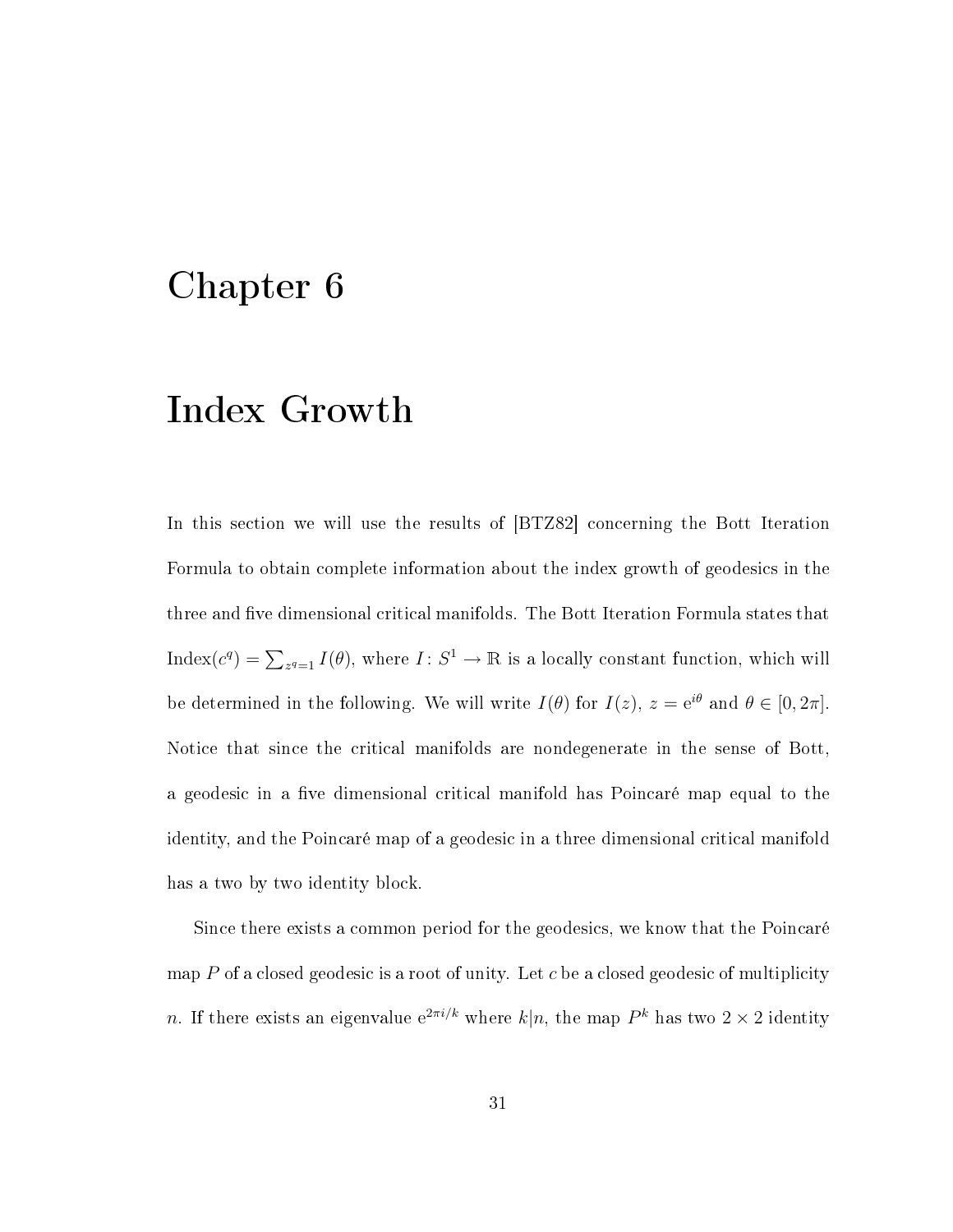# Chapter 6

# Index Growth

In this section we will use the results of [BTZ82] concerning the Bott Iteration Formula to obtain complete information about the index growth of geodesics in the three and five dimensional critical manifolds. The Bott Iteration Formula states that $\text{Index}(c^q) = \sum_{z^q=1} I(\theta)$, where $I\colon S^1 \to \mathbb{R}$ is a locally constant function, which will be determined in the following. We will write $I(\theta)$ for $I(z)$, $z = e^{i\theta}$ and $\theta \in [0, 2\pi]$. Notice that since the critical manifolds are nondegenerate in the sense of Bott, a geodesic in a five dimensional critical manifold has Poincaré map equal to the identity, and the Poincaré map of a geodesic in a three dimensional critical manifold has a two by two identity block.

Since there exists a common period for the geodesics, we know that the Poincaré map $P$ of a closed geodesic is a root of unity. Let $c$ be a closed geodesic of multiplicity $n$. If there exists an eigenvalue $e^{2\pi i/k}$ where $k|n$, the map $P^k$ has two $2 \times 2$ identity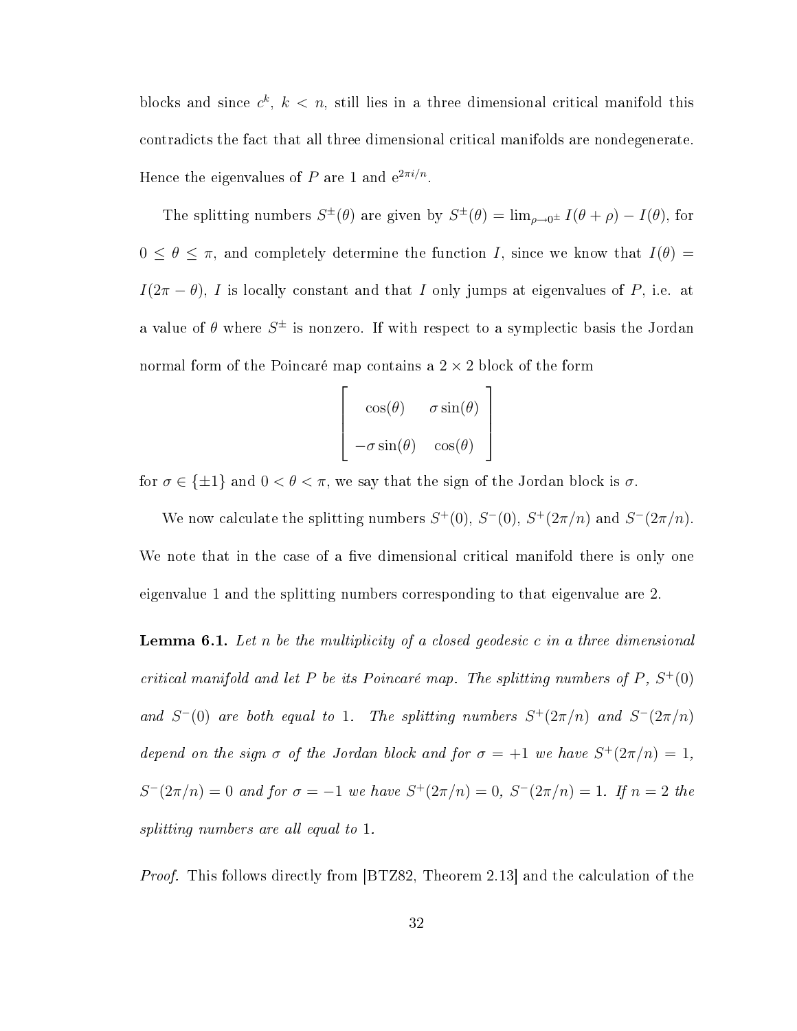blocks and since $c^k$, $k < n$, still lies in a three dimensional critical manifold this contradicts the fact that all three dimensional critical manifolds are nondegenerate. Hence the eigenvalues of $P$ are 1 and $e^{2\pi i/n}$.

The splitting numbers $S^{\pm}(\theta)$ are given by $S^{\pm}(\theta) = \lim_{\rho \to 0^{\pm}} I(\theta + \rho) - I(\theta)$, for $0 \leq \theta \leq \pi$, and completely determine the function $I$, since we know that $I(\theta) = I(2\pi - \theta)$, $I$ is locally constant and that $I$ only jumps at eigenvalues of $P$, i.e. at a value of $\theta$ where $S^{\pm}$ is nonzero. If with respect to a symplectic basis the Jordan normal form of the Poincaré map contains a $2 \times 2$ block of the form

$$\begin{bmatrix} \cos(\theta) & \sigma \sin(\theta) \\ -\sigma \sin(\theta) & \cos(\theta) \end{bmatrix}$$

for $\sigma \in \{\pm 1\}$ and $0 < \theta < \pi$, we say that the sign of the Jordan block is $\sigma$.

We now calculate the splitting numbers $S^+(0)$, $S^-(0)$, $S^+(2\pi/n)$ and $S^-(2\pi/n)$. We note that in the case of a five dimensional critical manifold there is only one eigenvalue 1 and the splitting numbers corresponding to that eigenvalue are 2.

**Lemma 6.1.** *Let $n$ be the multiplicity of a closed geodesic $c$ in a three dimensional critical manifold and let $P$ be its Poincaré map. The splitting numbers of $P$, $S^+(0)$ and $S^-(0)$ are both equal to 1. The splitting numbers $S^+(2\pi/n)$ and $S^-(2\pi/n)$ depend on the sign $\sigma$ of the Jordan block and for $\sigma = +1$ we have $S^+(2\pi/n) = 1$, $S^-(2\pi/n) = 0$ and for $\sigma = -1$ we have $S^+(2\pi/n) = 0$, $S^-(2\pi/n) = 1$. If $n = 2$ the splitting numbers are all equal to 1.*

*Proof.* This follows directly from [BTZ82, Theorem 2.13] and the calculation of the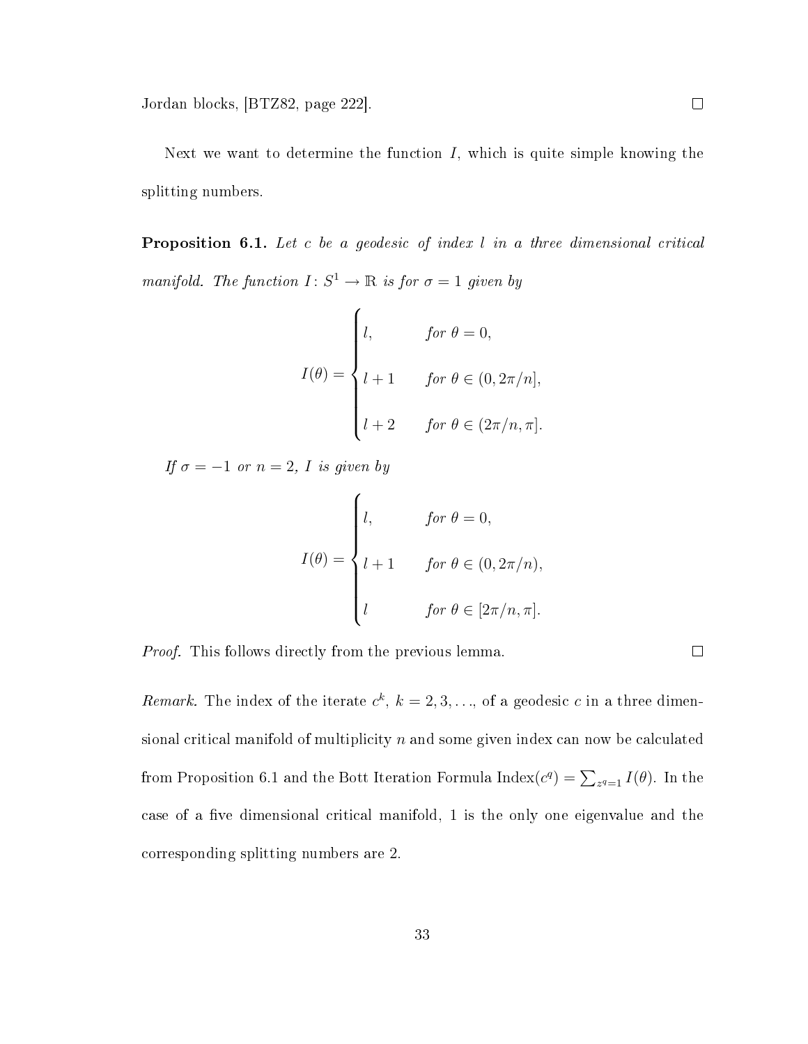Jordan blocks, [BTZ82, page 222]. □

Next we want to determine the function $I$, which is quite simple knowing the splitting numbers.

**Proposition 6.1.** *Let $c$ be a geodesic of index $l$ in a three dimensional critical manifold. The function $I\colon S^1 \to \mathbb{R}$ is for $\sigma = 1$ given by*

$$I(\theta) = \begin{cases} l, & \text{for } \theta = 0, \\ l+1 & \text{for } \theta \in (0, 2\pi/n], \\ l+2 & \text{for } \theta \in (2\pi/n, \pi]. \end{cases}$$

*If $\sigma = -1$ or $n = 2$, $I$ is given by*

$$I(\theta) = \begin{cases} l, & \text{for } \theta = 0, \\ l+1 & \text{for } \theta \in (0, 2\pi/n), \\ l & \text{for } \theta \in [2\pi/n, \pi]. \end{cases}$$

*Proof.* This follows directly from the previous lemma. □

*Remark.* The index of the iterate $c^k$, $k = 2, 3, \ldots$, of a geodesic $c$ in a three dimensional critical manifold of multiplicity $n$ and some given index can now be calculated from Proposition 6.1 and the Bott Iteration Formula $\text{Index}(c^q) = \sum_{z^q=1} I(\theta)$. In the case of a five dimensional critical manifold, 1 is the only one eigenvalue and the corresponding splitting numbers are 2.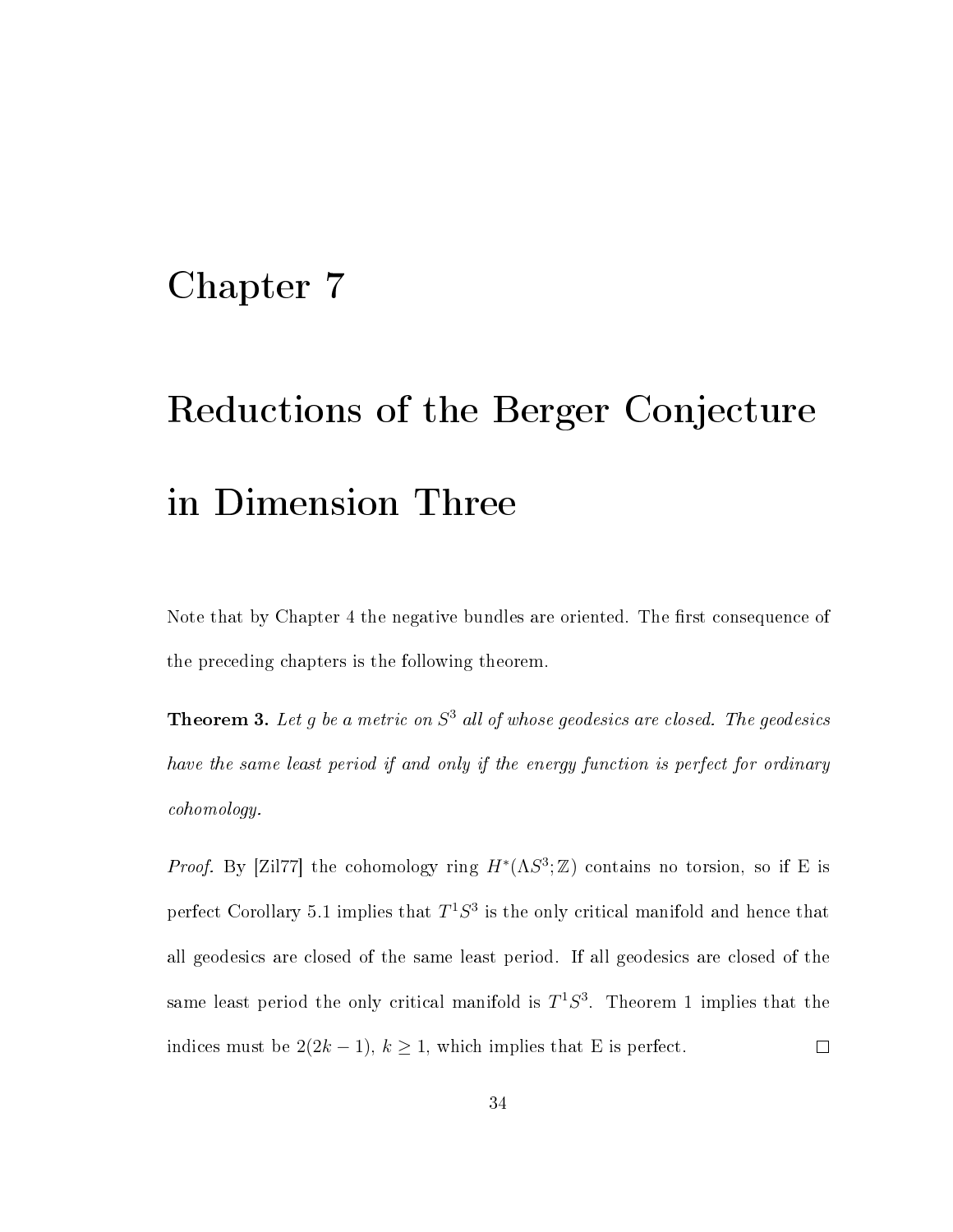# Chapter 7

# Reductions of the Berger Conjecture in Dimension Three

Note that by Chapter 4 the negative bundles are oriented. The first consequence of the preceding chapters is the following theorem.

**Theorem 3.** *Let $g$ be a metric on $S^3$ all of whose geodesics are closed. The geodesics have the same least period if and only if the energy function is perfect for ordinary cohomology.*

*Proof.* By [Zil77] the cohomology ring $H^*(\Lambda S^3; \mathbb{Z})$ contains no torsion, so if E is perfect Corollary 5.1 implies that $T^1S^3$ is the only critical manifold and hence that all geodesics are closed of the same least period. If all geodesics are closed of the same least period the only critical manifold is $T^1S^3$. Theorem 1 implies that the indices must be $2(2k-1)$, $k \geq 1$, which implies that E is perfect. □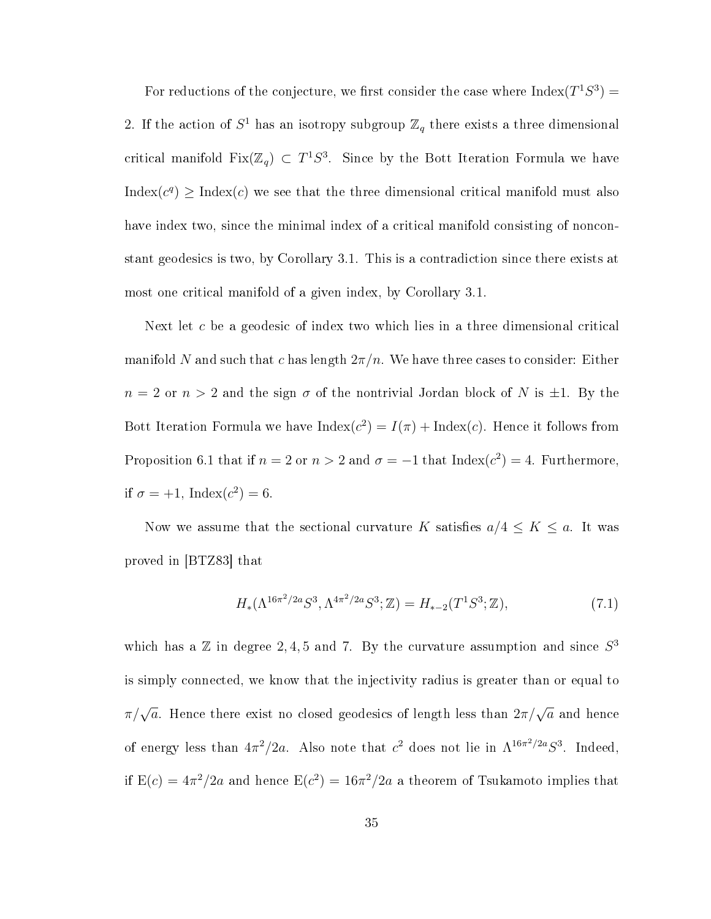For reductions of the conjecture, we first consider the case where $\text{Index}(T^1S^3) = 2$. If the action of $S^1$ has an isotropy subgroup $\mathbb{Z}_q$ there exists a three dimensional critical manifold $\text{Fix}(\mathbb{Z}_q) \subset T^1S^3$. Since by the Bott Iteration Formula we have $\text{Index}(c^q) \geq \text{Index}(c)$ we see that the three dimensional critical manifold must also have index two, since the minimal index of a critical manifold consisting of nonconstant geodesics is two, by Corollary 3.1. This is a contradiction since there exists at most one critical manifold of a given index, by Corollary 3.1.

Next let $c$ be a geodesic of index two which lies in a three dimensional critical manifold $N$ and such that $c$ has length $2\pi/n$. We have three cases to consider: Either $n = 2$ or $n > 2$ and the sign $\sigma$ of the nontrivial Jordan block of $N$ is $\pm 1$. By the Bott Iteration Formula we have $\text{Index}(c^2) = I(\pi) + \text{Index}(c)$. Hence it follows from Proposition 6.1 that if $n = 2$ or $n > 2$ and $\sigma = -1$ that $\text{Index}(c^2) = 4$. Furthermore, if $\sigma = +1$, $\text{Index}(c^2) = 6$.

Now we assume that the sectional curvature $K$ satisfies $a/4 \leq K \leq a$. It was proved in [BTZ83] that

$$H_*(\Lambda^{16\pi^2/2a}S^3, \Lambda^{4\pi^2/2a}S^3; \mathbb{Z}) = H_{*-2}(T^1S^3; \mathbb{Z}), \tag{7.1}$$

which has a $\mathbb{Z}$ in degree 2, 4, 5 and 7. By the curvature assumption and since $S^3$ is simply connected, we know that the injectivity radius is greater than or equal to $\pi/\sqrt{a}$. Hence there exist no closed geodesics of length less than $2\pi/\sqrt{a}$ and hence of energy less than $4\pi^2/2a$. Also note that $c^2$ does not lie in $\Lambda^{16\pi^2/2a}S^3$. Indeed, if $\text{E}(c) = 4\pi^2/2a$ and hence $\text{E}(c^2) = 16\pi^2/2a$ a theorem of Tsukamoto implies that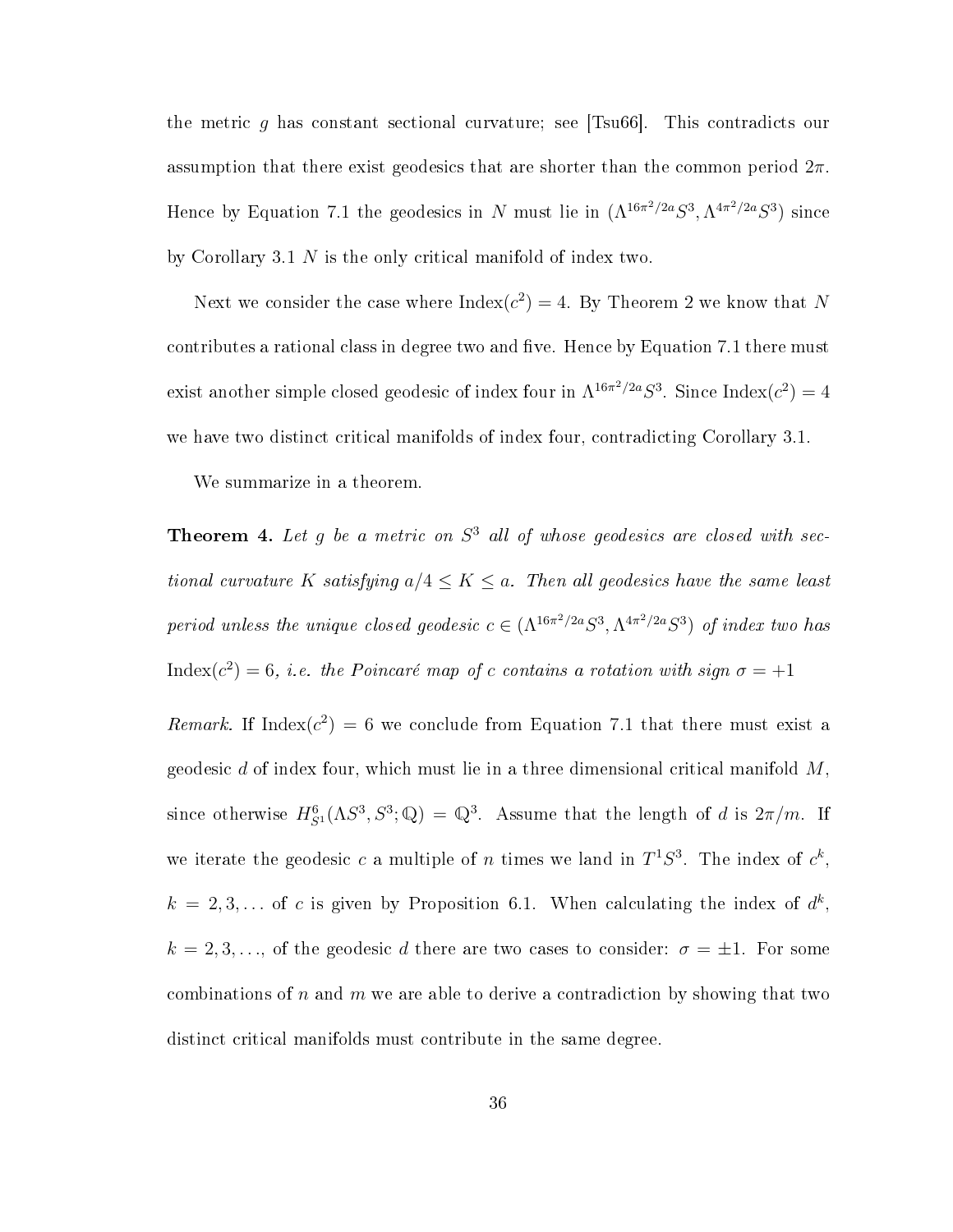the metric $g$ has constant sectional curvature; see [Tsu66]. This contradicts our assumption that there exist geodesics that are shorter than the common period $2\pi$. Hence by Equation 7.1 the geodesics in $N$ must lie in $(\Lambda^{16\pi^2/2a}S^3, \Lambda^{4\pi^2/2a}S^3)$ since by Corollary 3.1 $N$ is the only critical manifold of index two.

Next we consider the case where $\text{Index}(c^2) = 4$. By Theorem 2 we know that $N$ contributes a rational class in degree two and five. Hence by Equation 7.1 there must exist another simple closed geodesic of index four in $\Lambda^{16\pi^2/2a}S^3$. Since $\text{Index}(c^2) = 4$ we have two distinct critical manifolds of index four, contradicting Corollary 3.1.

We summarize in a theorem.

**Theorem 4.** *Let $g$ be a metric on $S^3$ all of whose geodesics are closed with sectional curvature $K$ satisfying $a/4 \leq K \leq a$. Then all geodesics have the same least period unless the unique closed geodesic $c \in (\Lambda^{16\pi^2/2a}S^3, \Lambda^{4\pi^2/2a}S^3)$ of index two has $\text{Index}(c^2) = 6$, i.e. the Poincaré map of $c$ contains a rotation with sign $\sigma = +1$*

*Remark.* If $\text{Index}(c^2) = 6$ we conclude from Equation 7.1 that there must exist a geodesic $d$ of index four, which must lie in a three dimensional critical manifold $M$, since otherwise $H^6_{S^1}(\Lambda S^3, S^3; \mathbb{Q}) = \mathbb{Q}^3$. Assume that the length of $d$ is $2\pi/m$. If we iterate the geodesic $c$ a multiple of $n$ times we land in $T^1S^3$. The index of $c^k$, $k = 2, 3, \ldots$ of $c$ is given by Proposition 6.1. When calculating the index of $d^k$, $k = 2, 3, \ldots$, of the geodesic $d$ there are two cases to consider: $\sigma = \pm 1$. For some combinations of $n$ and $m$ we are able to derive a contradiction by showing that two distinct critical manifolds must contribute in the same degree.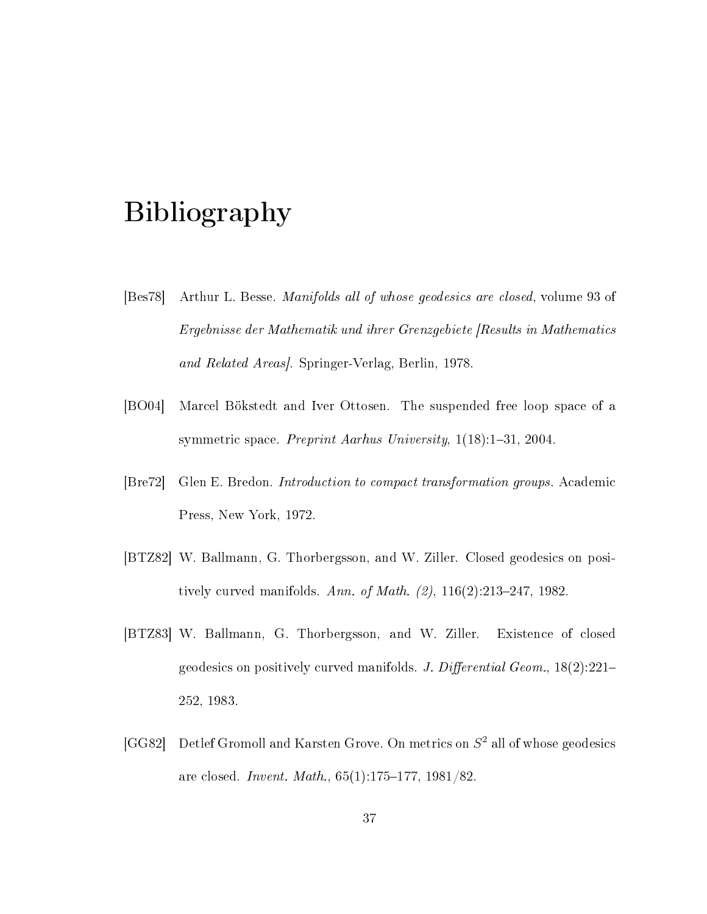# Bibliography

[Bes78] Arthur L. Besse. *Manifolds all of whose geodesics are closed*, volume 93 of *Ergebnisse der Mathematik und ihrer Grenzgebiete [Results in Mathematics and Related Areas]*. Springer-Verlag, Berlin, 1978.

[BO04] Marcel Bökstedt and Iver Ottosen. The suspended free loop space of a symmetric space. *Preprint Aarhus University*, 1(18):1–31, 2004.

[Bre72] Glen E. Bredon. *Introduction to compact transformation groups*. Academic Press, New York, 1972.

[BTZ82] W. Ballmann, G. Thorbergsson, and W. Ziller. Closed geodesics on positively curved manifolds. *Ann. of Math. (2)*, 116(2):213–247, 1982.

[BTZ83] W. Ballmann, G. Thorbergsson, and W. Ziller. Existence of closed geodesics on positively curved manifolds. *J. Differential Geom.*, 18(2):221–252, 1983.

[GG82] Detlef Gromoll and Karsten Grove. On metrics on $S^2$ all of whose geodesics are closed. *Invent. Math.*, 65(1):175–177, 1981/82.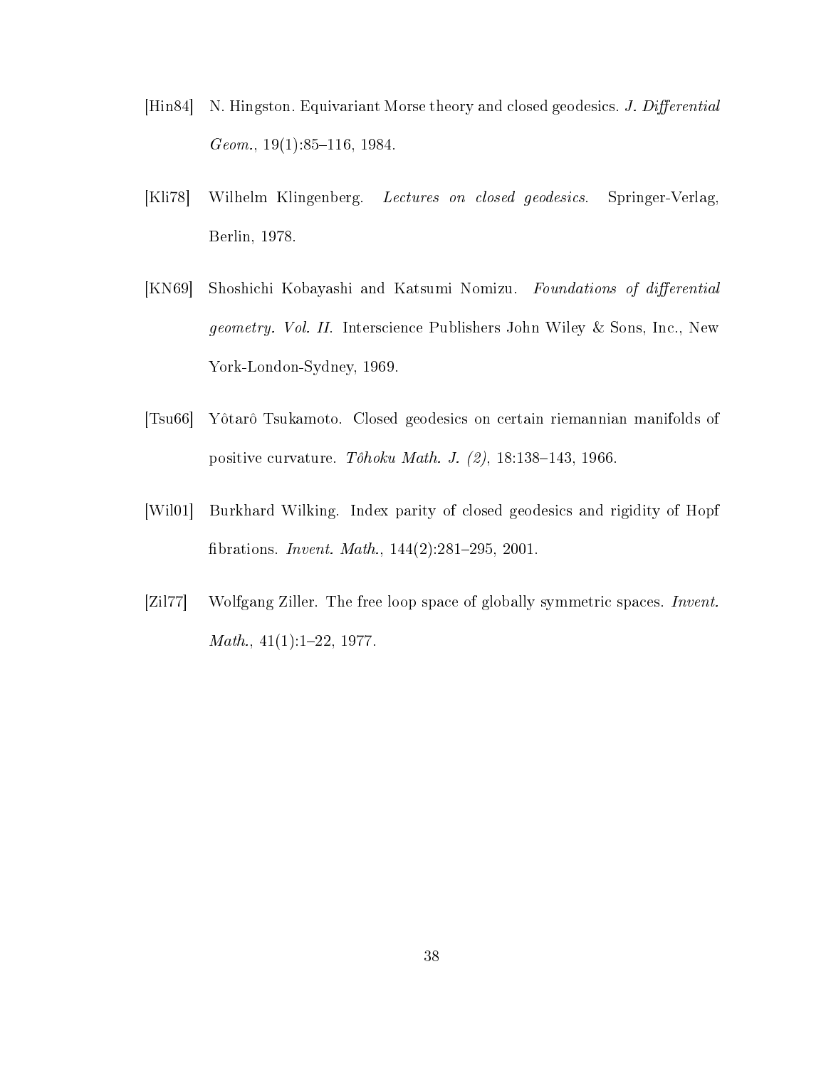[Hin84] N. Hingston. Equivariant Morse theory and closed geodesics. *J. Differential Geom.*, 19(1):85–116, 1984.

[Kli78] Wilhelm Klingenberg. *Lectures on closed geodesics.* Springer-Verlag, Berlin, 1978.

[KN69] Shoshichi Kobayashi and Katsumi Nomizu. *Foundations of differential geometry. Vol. II.* Interscience Publishers John Wiley & Sons, Inc., New York-London-Sydney, 1969.

[Tsu66] Yôtarô Tsukamoto. Closed geodesics on certain riemannian manifolds of positive curvature. *Tôhoku Math. J. (2)*, 18:138–143, 1966.

[Wil01] Burkhard Wilking. Index parity of closed geodesics and rigidity of Hopf fibrations. *Invent. Math.*, 144(2):281–295, 2001.

[Zil77] Wolfgang Ziller. The free loop space of globally symmetric spaces. *Invent. Math.*, 41(1):1–22, 1977.